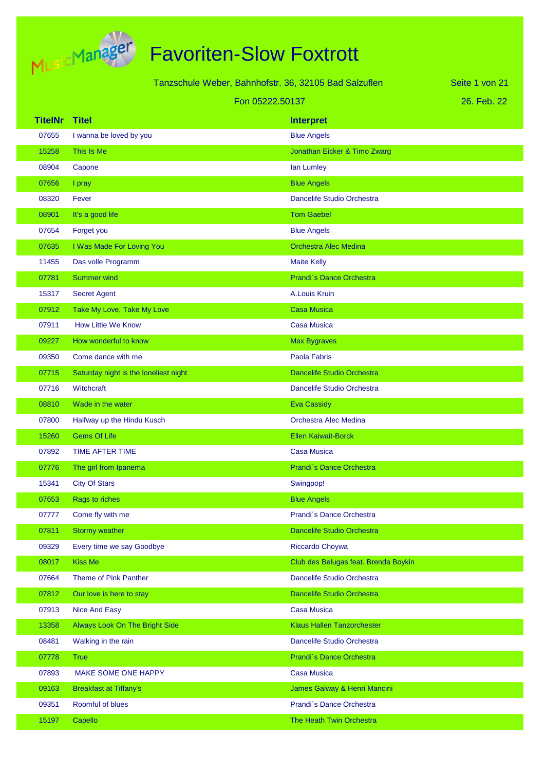# Favoriten-Slow Foxtrott

Tanzschule Weber, Bahnhofstr. 36, 32105 Bad Salzuflen

Fon 05222.50137

26. Feb. 22

| TitelNr | Titel | Interpret |
|---|---|---|
| 07655 | I wanna be loved by you | Blue Angels |
| 15258 | This Is Me | Jonathan Eicker & Timo Zwarg |
| 08904 | Capone | Ian Lumley |
| 07656 | I pray | Blue Angels |
| 08320 | Fever | Dancelife Studio Orchestra |
| 08901 | It's a good life | Tom Gaebel |
| 07654 | Forget you | Blue Angels |
| 07635 | I Was Made For Loving You | Orchestra Alec Medina |
| 11455 | Das volle Programm | Maite Kelly |
| 07781 | Summer wind | Prandi´s Dance Orchestra |
| 15317 | Secret Agent | A.Louis Kruin |
| 07912 | Take My Love, Take My Love | Casa Musica |
| 07911 | How Little We Know | Casa Musica |
| 09227 | How wonderful to know | Max Bygraves |
| 09350 | Come dance with me | Paola Fabris |
| 07715 | Saturday night is the loneliest night | Dancelife Studio Orchestra |
| 07716 | Witchcraft | Dancelife Studio Orchestra |
| 08810 | Wade in the water | Eva Cassidy |
| 07800 | Halfway up the Hindu Kusch | Orchestra Alec Medina |
| 15260 | Gems Of Life | Ellen Kaiwait-Borck |
| 07892 | TIME AFTER TIME | Casa Musica |
| 07776 | The girl from Ipanema | Prandi´s Dance Orchestra |
| 15341 | City Of Stars | Swingpop! |
| 07653 | Rags to riches | Blue Angels |
| 07777 | Come fly with me | Prandi´s Dance Orchestra |
| 07811 | Stormy weather | Dancelife Studio Orchestra |
| 09329 | Every time we say Goodbye | Riccardo Choywa |
| 08017 | Kiss Me | Club des Belugas feat. Brenda Boykin |
| 07664 | Theme of Pink Panther | Dancelife Studio Orchestra |
| 07812 | Our love is here to stay | Dancelife Studio Orchestra |
| 07913 | Nice And Easy | Casa Musica |
| 13358 | Always Look On The Bright Side | Klaus Hallen Tanzorchester |
| 08481 | Walking in the rain | Dancelife Studio Orchestra |
| 07778 | True | Prandi´s Dance Orchestra |
| 07893 | MAKE SOME ONE HAPPY | Casa Musica |
| 09163 | Breakfast at Tiffany's | James Galway & Henri Mancini |
| 09351 | Roomful of blues | Prandi´s Dance Orchestra |
| 15197 | Capello | The Heath Twin Orchestra |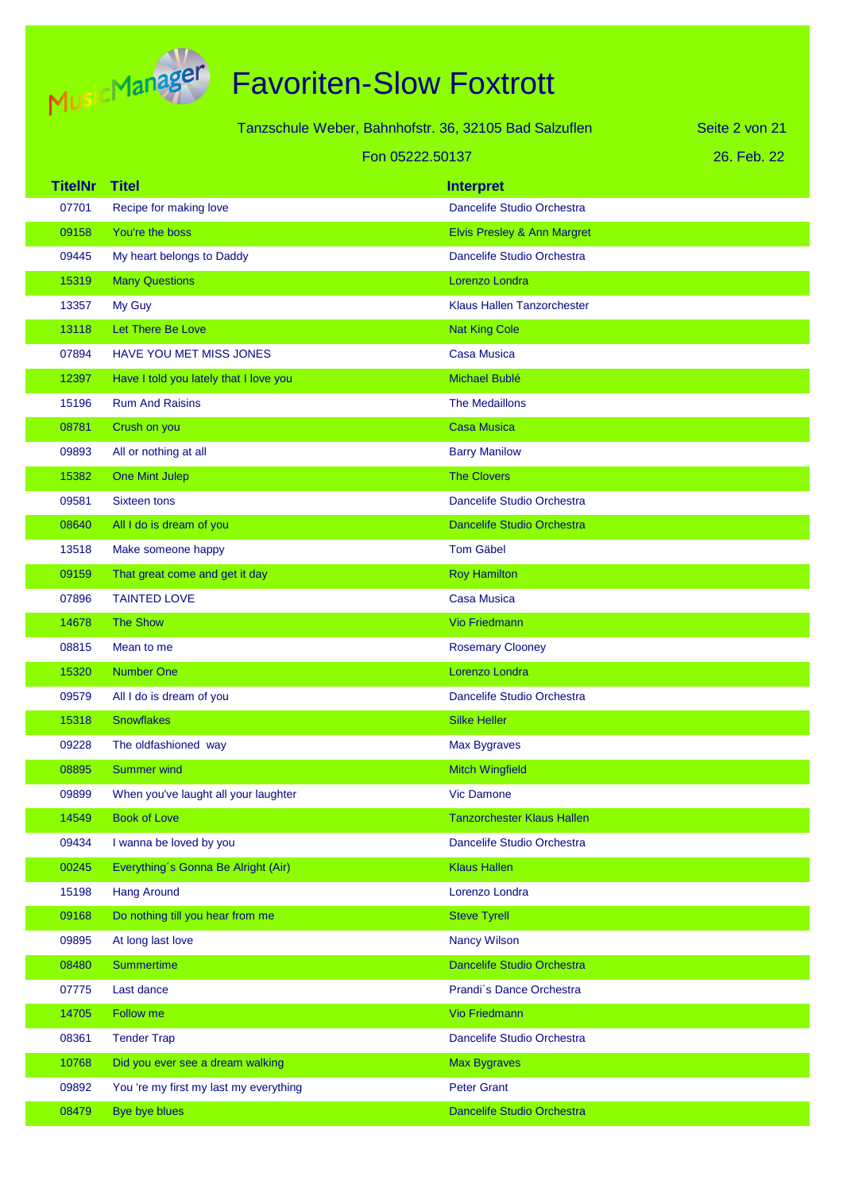# Favoriten-Slow Foxtrott

Tanzschule Weber, Bahnhofstr. 36, 32105 Bad Salzuflen

Fon 05222.50137

26. Feb. 22

| TitelNr | Titel | Interpret |
| --- | --- | --- |
| 07701 | Recipe for making love | Dancelife Studio Orchestra |
| 09158 | You're the boss | Elvis Presley & Ann Margret |
| 09445 | My heart belongs to Daddy | Dancelife Studio Orchestra |
| 15319 | Many Questions | Lorenzo Londra |
| 13357 | My Guy | Klaus Hallen Tanzorchester |
| 13118 | Let There Be Love | Nat King Cole |
| 07894 | HAVE YOU MET MISS JONES | Casa Musica |
| 12397 | Have I told you lately that I love you | Michael Bublé |
| 15196 | Rum And Raisins | The Medaillons |
| 08781 | Crush on you | Casa Musica |
| 09893 | All or nothing at all | Barry Manilow |
| 15382 | One Mint Julep | The Clovers |
| 09581 | Sixteen tons | Dancelife Studio Orchestra |
| 08640 | All I do is dream of you | Dancelife Studio Orchestra |
| 13518 | Make someone happy | Tom Gäbel |
| 09159 | That great come and get it day | Roy Hamilton |
| 07896 | TAINTED LOVE | Casa Musica |
| 14678 | The Show | Vio Friedmann |
| 08815 | Mean to me | Rosemary Clooney |
| 15320 | Number One | Lorenzo Londra |
| 09579 | All I do is dream of you | Dancelife Studio Orchestra |
| 15318 | Snowflakes | Silke Heller |
| 09228 | The oldfashioned  way | Max Bygraves |
| 08895 | Summer wind | Mitch Wingfield |
| 09899 | When you've laught all your laughter | Vic Damone |
| 14549 | Book of Love | Tanzorchester Klaus Hallen |
| 09434 | I wanna be loved by you | Dancelife Studio Orchestra |
| 00245 | Everything´s Gonna Be Alright (Air) | Klaus Hallen |
| 15198 | Hang Around | Lorenzo Londra |
| 09168 | Do nothing till you hear from me | Steve Tyrell |
| 09895 | At long last love | Nancy Wilson |
| 08480 | Summertime | Dancelife Studio Orchestra |
| 07775 | Last dance | Prandi´s Dance Orchestra |
| 14705 | Follow me | Vio Friedmann |
| 08361 | Tender Trap | Dancelife Studio Orchestra |
| 10768 | Did you ever see a dream walking | Max Bygraves |
| 09892 | You 're my first my last my everything | Peter Grant |
| 08479 | Bye bye blues | Dancelife Studio Orchestra |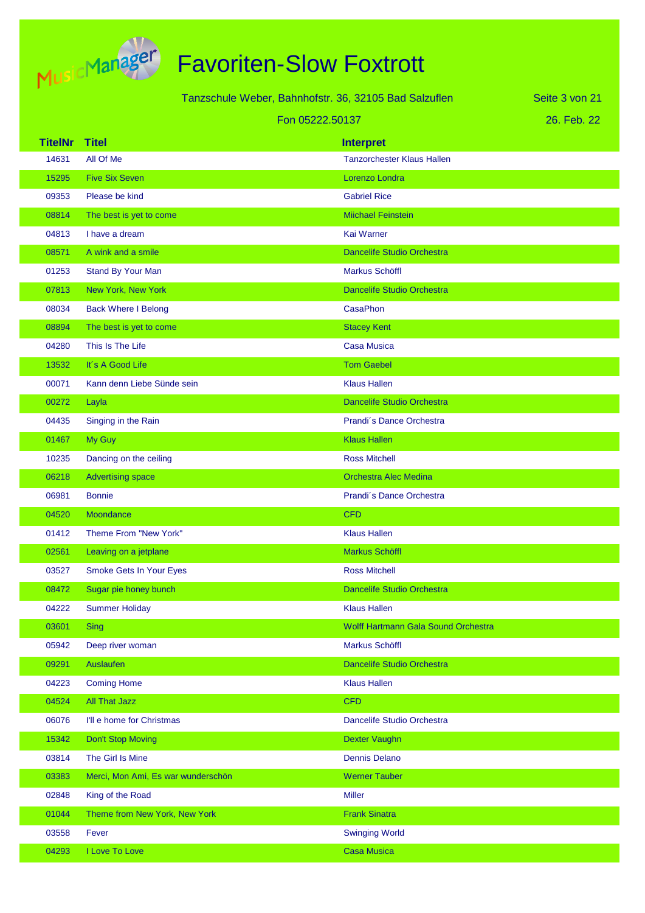# Favoriten-Slow Foxtrott

Tanzschule Weber, Bahnhofstr. 36, 32105 Bad Salzuflen

Fon 05222.50137

26. Feb. 22

| TitelNr | Titel | Interpret |
|---|---|---|
| 14631 | All Of Me | Tanzorchester Klaus Hallen |
| 15295 | Five Six Seven | Lorenzo Londra |
| 09353 | Please be kind | Gabriel Rice |
| 08814 | The best is yet to come | Miichael Feinstein |
| 04813 | I have a dream | Kai Warner |
| 08571 | A wink and a smile | Dancelife Studio Orchestra |
| 01253 | Stand By Your Man | Markus Schöffl |
| 07813 | New York, New York | Dancelife Studio Orchestra |
| 08034 | Back Where I Belong | CasaPhon |
| 08894 | The best is yet to come | Stacey Kent |
| 04280 | This Is The Life | Casa Musica |
| 13532 | It´s A Good Life | Tom Gaebel |
| 00071 | Kann denn Liebe Sünde sein | Klaus Hallen |
| 00272 | Layla | Dancelife Studio Orchestra |
| 04435 | Singing in the Rain | Prandi´s Dance Orchestra |
| 01467 | My Guy | Klaus Hallen |
| 10235 | Dancing on the ceiling | Ross Mitchell |
| 06218 | Advertising space | Orchestra Alec Medina |
| 06981 | Bonnie | Prandi´s Dance Orchestra |
| 04520 | Moondance | CFD |
| 01412 | Theme From "New York" | Klaus Hallen |
| 02561 | Leaving on a jetplane | Markus Schöffl |
| 03527 | Smoke Gets In Your Eyes | Ross Mitchell |
| 08472 | Sugar pie honey bunch | Dancelife Studio Orchestra |
| 04222 | Summer Holiday | Klaus Hallen |
| 03601 | Sing | Wolff Hartmann Gala Sound Orchestra |
| 05942 | Deep river woman | Markus Schöffl |
| 09291 | Auslaufen | Dancelife Studio Orchestra |
| 04223 | Coming Home | Klaus Hallen |
| 04524 | All That Jazz | CFD |
| 06076 | I'll e home for Christmas | Dancelife Studio Orchestra |
| 15342 | Don't Stop Moving | Dexter Vaughn |
| 03814 | The Girl Is Mine | Dennis Delano |
| 03383 | Merci, Mon Ami, Es war wunderschön | Werner Tauber |
| 02848 | King of the Road | Miller |
| 01044 | Theme from New York, New York | Frank Sinatra |
| 03558 | Fever | Swinging World |
| 04293 | I Love To Love | Casa Musica |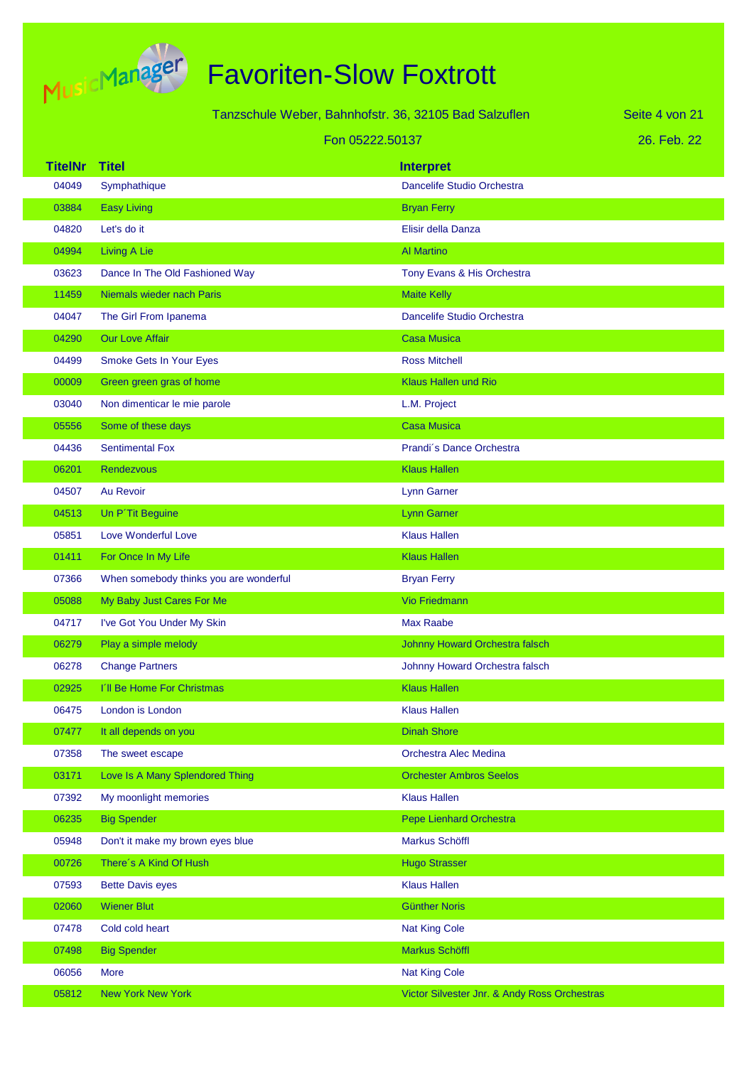# Favoriten-Slow Foxtrott

Tanzschule Weber, Bahnhofstr. 36, 32105 Bad Salzuflen

Fon 05222.50137

26. Feb. 22

| TitelNr | Titel | Interpret |
|---|---|---|
| 04049 | Symphathique | Dancelife Studio Orchestra |
| 03884 | Easy Living | Bryan Ferry |
| 04820 | Let's do it | Elisir della Danza |
| 04994 | Living A Lie | Al Martino |
| 03623 | Dance In The Old Fashioned Way | Tony Evans & His Orchestra |
| 11459 | Niemals wieder nach Paris | Maite Kelly |
| 04047 | The Girl From Ipanema | Dancelife Studio Orchestra |
| 04290 | Our Love Affair | Casa Musica |
| 04499 | Smoke Gets In Your Eyes | Ross Mitchell |
| 00009 | Green green gras of home | Klaus Hallen und Rio |
| 03040 | Non dimenticar le mie parole | L.M. Project |
| 05556 | Some of these days | Casa Musica |
| 04436 | Sentimental Fox | Prandi´s Dance Orchestra |
| 06201 | Rendezvous | Klaus Hallen |
| 04507 | Au Revoir | Lynn Garner |
| 04513 | Un P´Tit Beguine | Lynn Garner |
| 05851 | Love Wonderful Love | Klaus Hallen |
| 01411 | For Once In My Life | Klaus Hallen |
| 07366 | When somebody thinks you are wonderful | Bryan Ferry |
| 05088 | My Baby Just Cares For Me | Vio Friedmann |
| 04717 | I've Got You Under My Skin | Max Raabe |
| 06279 | Play a simple melody | Johnny Howard Orchestra falsch |
| 06278 | Change Partners | Johnny Howard Orchestra falsch |
| 02925 | I´ll Be Home For Christmas | Klaus Hallen |
| 06475 | London is London | Klaus Hallen |
| 07477 | It all depends on you | Dinah Shore |
| 07358 | The sweet escape | Orchestra Alec Medina |
| 03171 | Love Is A Many Splendored Thing | Orchester Ambros Seelos |
| 07392 | My moonlight memories | Klaus Hallen |
| 06235 | Big Spender | Pepe Lienhard Orchestra |
| 05948 | Don't it make my brown eyes blue | Markus Schöffl |
| 00726 | There´s A Kind Of Hush | Hugo Strasser |
| 07593 | Bette Davis eyes | Klaus Hallen |
| 02060 | Wiener Blut | Günther Noris |
| 07478 | Cold cold heart | Nat King Cole |
| 07498 | Big Spender | Markus Schöffl |
| 06056 | More | Nat King Cole |
| 05812 | New York New York | Victor Silvester Jnr. & Andy Ross Orchestras |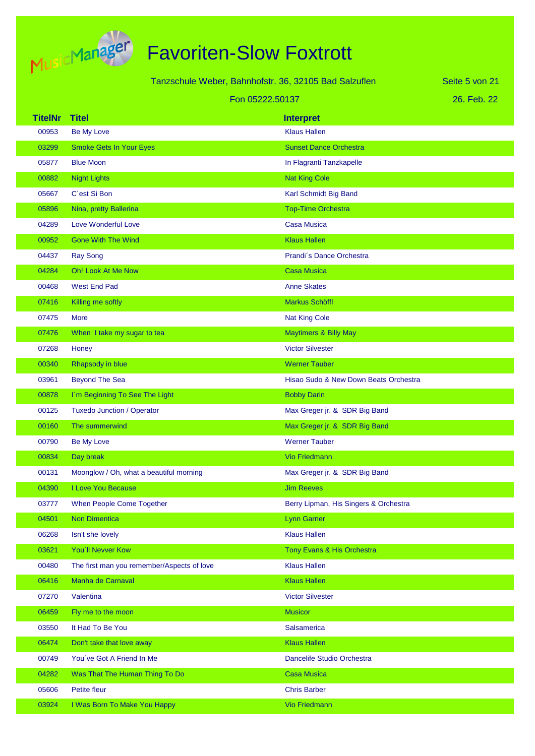# Favoriten-Slow Foxtrott

Tanzschule Weber, Bahnhofstr. 36, 32105 Bad Salzuflen

Fon 05222.50137

26. Feb. 22

| TitelNr | Titel | Interpret |
|---|---|---|
| 00953 | Be My Love | Klaus Hallen |
| 03299 | Smoke Gets In Your Eyes | Sunset Dance Orchestra |
| 05877 | Blue Moon | In Flagranti Tanzkapelle |
| 00882 | Night Lights | Nat King Cole |
| 05667 | C´est Si Bon | Karl Schmidt Big Band |
| 05896 | Nina, pretty Ballerina | Top-Time Orchestra |
| 04289 | Love Wonderful Love | Casa Musica |
| 00952 | Gone With The Wind | Klaus Hallen |
| 04437 | Ray Song | Prandi´s Dance Orchestra |
| 04284 | Oh! Look At Me Now | Casa Musica |
| 00468 | West End Pad | Anne Skates |
| 07416 | Killing me softly | Markus Schöffl |
| 07475 | More | Nat King Cole |
| 07476 | When I take my sugar to tea | Maytimers & Billy May |
| 07268 | Honey | Victor Silvester |
| 00340 | Rhapsody in blue | Werner Tauber |
| 03961 | Beyond The Sea | Hisao Sudo & New Down Beats Orchestra |
| 00878 | I´m Beginning To See The Light | Bobby Darin |
| 00125 | Tuxedo Junction / Operator | Max Greger jr. & SDR Big Band |
| 00160 | The summerwind | Max Greger jr. & SDR Big Band |
| 00790 | Be My Love | Werner Tauber |
| 00834 | Day break | Vio Friedmann |
| 00131 | Moonglow / Oh, what a beautiful morning | Max Greger jr. & SDR Big Band |
| 04390 | I Love You Because | Jim Reeves |
| 03777 | When People Come Together | Berry Lipman, His Singers & Orchestra |
| 04501 | Non Dimentica | Lynn Garner |
| 06268 | Isn't she lovely | Klaus Hallen |
| 03621 | You´ll Nevver Kow | Tony Evans & His Orchestra |
| 00480 | The first man you remember/Aspects of love | Klaus Hallen |
| 06416 | Manha de Carnaval | Klaus Hallen |
| 07270 | Valentina | Victor Silvester |
| 06459 | Fly me to the moon | Musicor |
| 03550 | It Had To Be You | Salsamerica |
| 06474 | Don't take that love away | Klaus Hallen |
| 00749 | You´ve Got A Friend In Me | Dancelife Studio Orchestra |
| 04282 | Was That The Human Thing To Do | Casa Musica |
| 05606 | Petite fleur | Chris Barber |
| 03924 | I Was Born To Make You Happy | Vio Friedmann |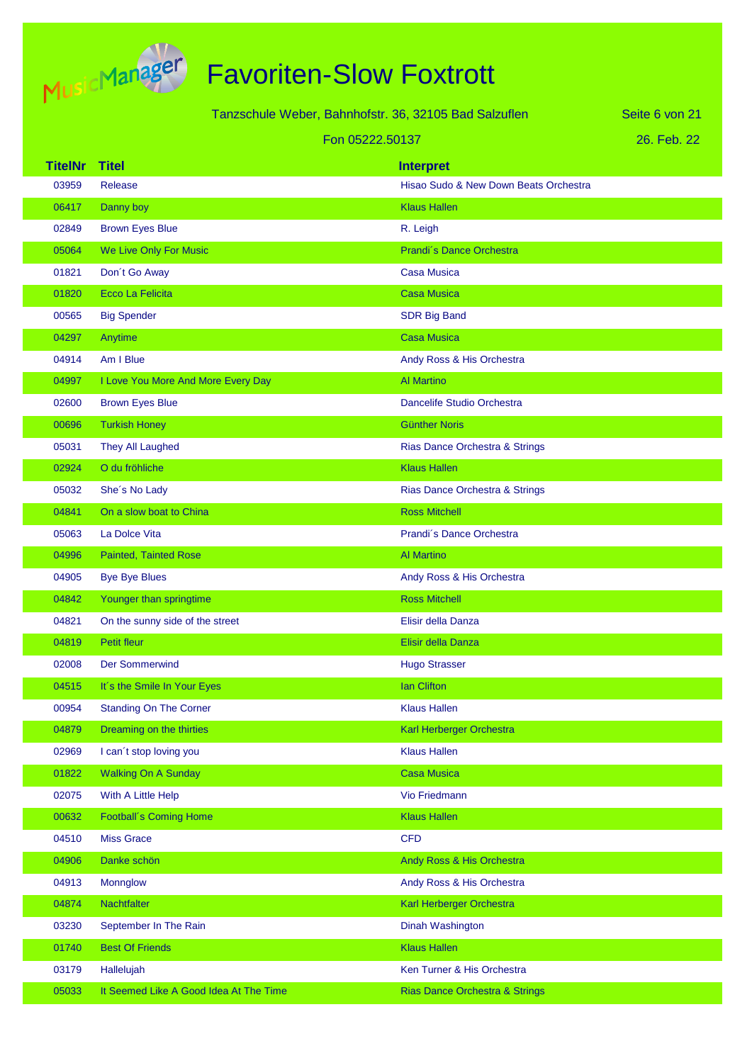# Favoriten-Slow Foxtrott

Tanzschule Weber, Bahnhofstr. 36, 32105 Bad Salzuflen

Fon 05222.50137

26. Feb. 22

| TitelNr | Titel | Interpret |
|---|---|---|
| 03959 | Release | Hisao Sudo & New Down Beats Orchestra |
| 06417 | Danny boy | Klaus Hallen |
| 02849 | Brown Eyes Blue | R. Leigh |
| 05064 | We Live Only For Music | Prandi´s Dance Orchestra |
| 01821 | Don´t Go Away | Casa Musica |
| 01820 | Ecco La Felicita | Casa Musica |
| 00565 | Big Spender | SDR Big Band |
| 04297 | Anytime | Casa Musica |
| 04914 | Am I Blue | Andy Ross & His Orchestra |
| 04997 | I Love You More And More Every Day | Al Martino |
| 02600 | Brown Eyes Blue | Dancelife Studio Orchestra |
| 00696 | Turkish Honey | Günther Noris |
| 05031 | They All Laughed | Rias Dance Orchestra & Strings |
| 02924 | O du fröhliche | Klaus Hallen |
| 05032 | She´s No Lady | Rias Dance Orchestra & Strings |
| 04841 | On a slow boat to China | Ross Mitchell |
| 05063 | La Dolce Vita | Prandi´s Dance Orchestra |
| 04996 | Painted, Tainted Rose | Al Martino |
| 04905 | Bye Bye Blues | Andy Ross & His Orchestra |
| 04842 | Younger than springtime | Ross Mitchell |
| 04821 | On the sunny side of the street | Elisir della Danza |
| 04819 | Petit fleur | Elisir della Danza |
| 02008 | Der Sommerwind | Hugo Strasser |
| 04515 | It´s the Smile In Your Eyes | Ian Clifton |
| 00954 | Standing On The Corner | Klaus Hallen |
| 04879 | Dreaming on the thirties | Karl Herberger Orchestra |
| 02969 | I can´t stop loving you | Klaus Hallen |
| 01822 | Walking On A Sunday | Casa Musica |
| 02075 | With A Little Help | Vio Friedmann |
| 00632 | Football´s Coming Home | Klaus Hallen |
| 04510 | Miss Grace | CFD |
| 04906 | Danke schön | Andy Ross & His Orchestra |
| 04913 | Monnglow | Andy Ross & His Orchestra |
| 04874 | Nachtfalter | Karl Herberger Orchestra |
| 03230 | September In The Rain | Dinah Washington |
| 01740 | Best Of Friends | Klaus Hallen |
| 03179 | Hallelujah | Ken Turner & His Orchestra |
| 05033 | It Seemed Like A Good Idea At The Time | Rias Dance Orchestra & Strings |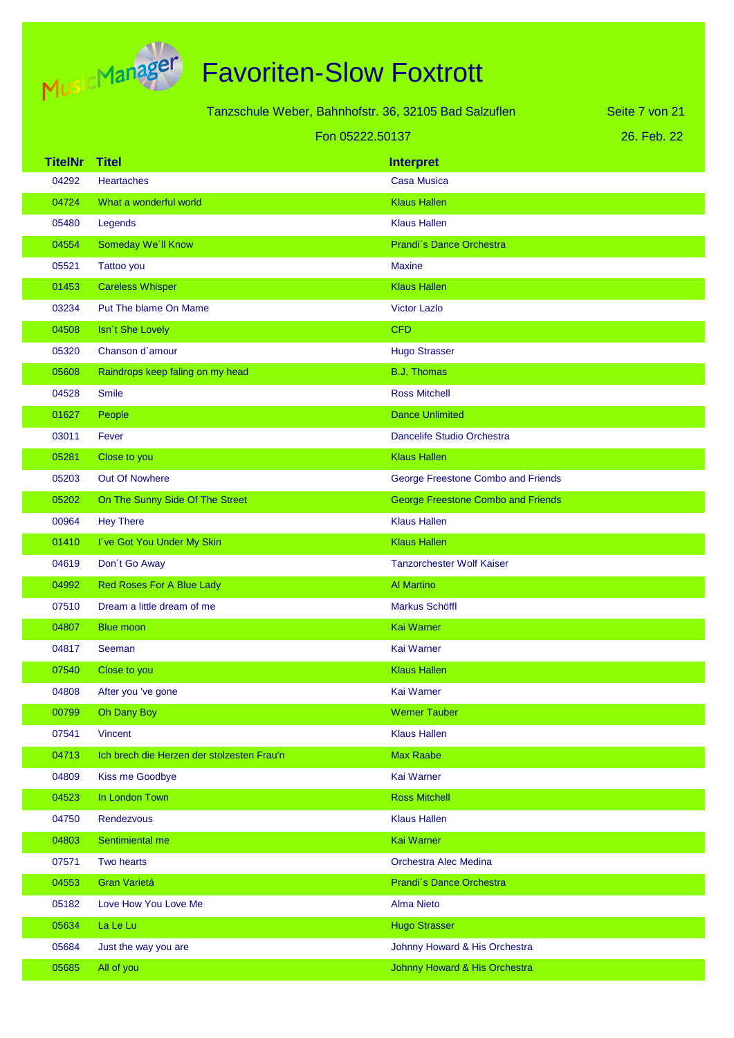# Favoriten-Slow Foxtrott

Tanzschule Weber, Bahnhofstr. 36, 32105 Bad Salzuflen

Fon 05222.50137

26. Feb. 22

| TitelNr | Titel | Interpret |
|---|---|---|
| 04292 | Heartaches | Casa Musica |
| 04724 | What a wonderful world | Klaus Hallen |
| 05480 | Legends | Klaus Hallen |
| 04554 | Someday We´ll Know | Prandi´s Dance Orchestra |
| 05521 | Tattoo you | Maxine |
| 01453 | Careless Whisper | Klaus Hallen |
| 03234 | Put The blame On Mame | Victor Lazlo |
| 04508 | Isn´t She Lovely | CFD |
| 05320 | Chanson d`amour | Hugo Strasser |
| 05608 | Raindrops keep faling on my head | B.J. Thomas |
| 04528 | Smile | Ross Mitchell |
| 01627 | People | Dance Unlimited |
| 03011 | Fever | Dancelife Studio Orchestra |
| 05281 | Close to you | Klaus Hallen |
| 05203 | Out Of Nowhere | George Freestone Combo and Friends |
| 05202 | On The Sunny Side Of The Street | George Freestone Combo and Friends |
| 00964 | Hey There | Klaus Hallen |
| 01410 | I´ve Got You Under My Skin | Klaus Hallen |
| 04619 | Don´t Go Away | Tanzorchester Wolf Kaiser |
| 04992 | Red Roses For A Blue Lady | Al Martino |
| 07510 | Dream a little dream of me | Markus Schöffl |
| 04807 | Blue moon | Kai Warner |
| 04817 | Seeman | Kai Warner |
| 07540 | Close to you | Klaus Hallen |
| 04808 | After you 've gone | Kai Warner |
| 00799 | Oh Dany Boy | Werner Tauber |
| 07541 | Vincent | Klaus Hallen |
| 04713 | Ich brech die Herzen der stolzesten Frau'n | Max Raabe |
| 04809 | Kiss me Goodbye | Kai Warner |
| 04523 | In London Town | Ross Mitchell |
| 04750 | Rendezvous | Klaus Hallen |
| 04803 | Sentimiental me | Kai Warner |
| 07571 | Two hearts | Orchestra Alec Medina |
| 04553 | Gran Varietá | Prandi´s Dance Orchestra |
| 05182 | Love How You Love Me | Alma Nieto |
| 05634 | La Le Lu | Hugo Strasser |
| 05684 | Just the way you are | Johnny Howard & His Orchestra |
| 05685 | All of you | Johnny Howard & His Orchestra |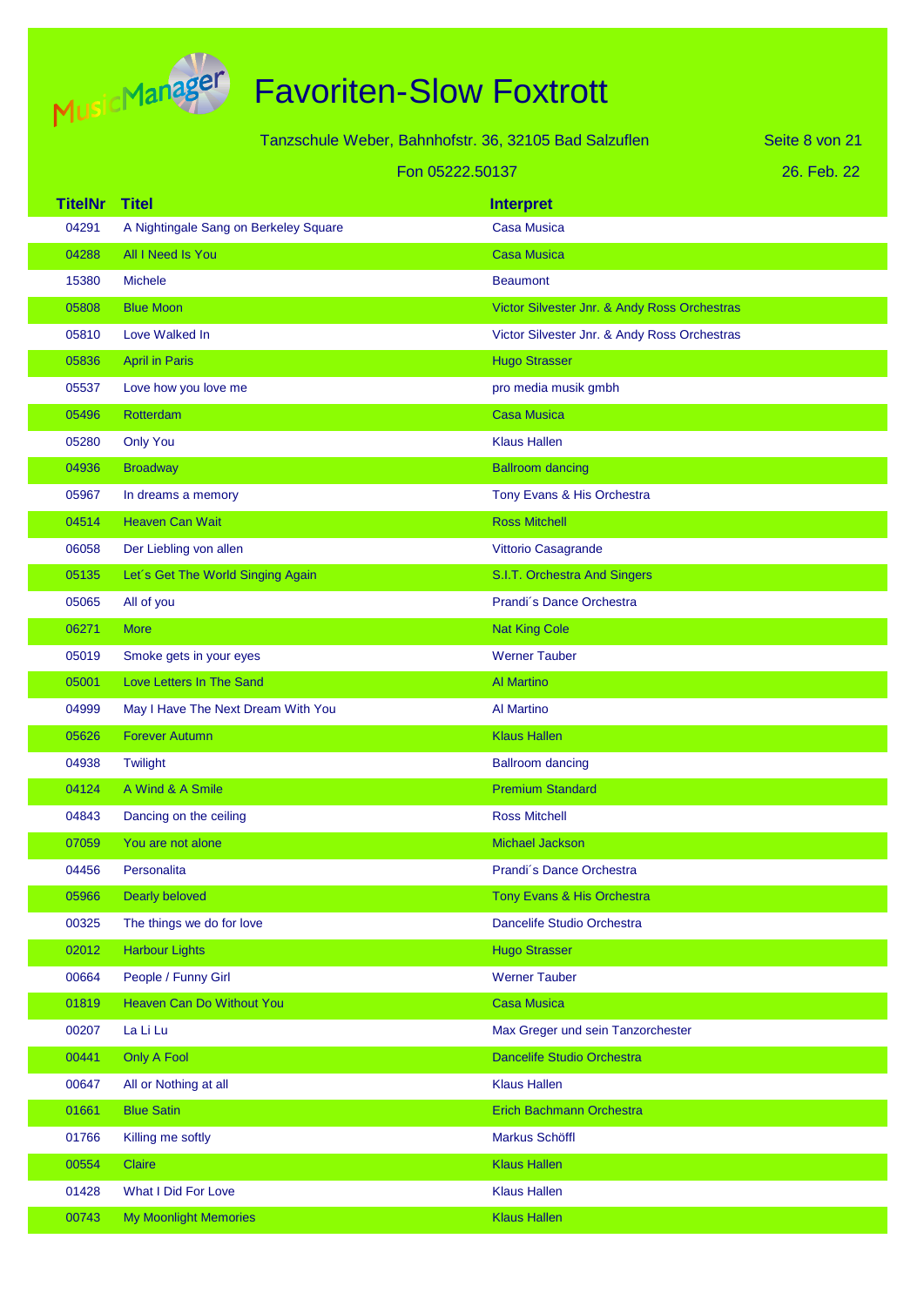# Favoriten-Slow Foxtrott

Tanzschule Weber, Bahnhofstr. 36, 32105 Bad Salzuflen

Fon 05222.50137

26. Feb. 22

| TitelNr | Titel | Interpret |
|---|---|---|
| 04291 | A Nightingale Sang on Berkeley Square | Casa Musica |
| 04288 | All I Need Is You | Casa Musica |
| 15380 | Michele | Beaumont |
| 05808 | Blue Moon | Victor Silvester Jnr. & Andy Ross Orchestras |
| 05810 | Love Walked In | Victor Silvester Jnr. & Andy Ross Orchestras |
| 05836 | April in Paris | Hugo Strasser |
| 05537 | Love how you love me | pro media musik gmbh |
| 05496 | Rotterdam | Casa Musica |
| 05280 | Only You | Klaus Hallen |
| 04936 | Broadway | Ballroom dancing |
| 05967 | In dreams a memory | Tony Evans & His Orchestra |
| 04514 | Heaven Can Wait | Ross Mitchell |
| 06058 | Der Liebling von allen | Vittorio Casagrande |
| 05135 | Let´s Get The World Singing Again | S.I.T. Orchestra And Singers |
| 05065 | All of you | Prandi´s Dance Orchestra |
| 06271 | More | Nat King Cole |
| 05019 | Smoke gets in your eyes | Werner Tauber |
| 05001 | Love Letters In The Sand | Al Martino |
| 04999 | May I Have The Next Dream With You | Al Martino |
| 05626 | Forever Autumn | Klaus Hallen |
| 04938 | Twilight | Ballroom dancing |
| 04124 | A Wind & A Smile | Premium Standard |
| 04843 | Dancing on the ceiling | Ross Mitchell |
| 07059 | You are not alone | Michael Jackson |
| 04456 | Personalita | Prandi´s Dance Orchestra |
| 05966 | Dearly beloved | Tony Evans & His Orchestra |
| 00325 | The things we do for love | Dancelife Studio Orchestra |
| 02012 | Harbour Lights | Hugo Strasser |
| 00664 | People / Funny Girl | Werner Tauber |
| 01819 | Heaven Can Do Without You | Casa Musica |
| 00207 | La Li Lu | Max Greger und sein Tanzorchester |
| 00441 | Only A Fool | Dancelife Studio Orchestra |
| 00647 | All or Nothing at all | Klaus Hallen |
| 01661 | Blue Satin | Erich Bachmann Orchestra |
| 01766 | Killing me softly | Markus Schöffl |
| 00554 | Claire | Klaus Hallen |
| 01428 | What I Did For Love | Klaus Hallen |
| 00743 | My Moonlight Memories | Klaus Hallen |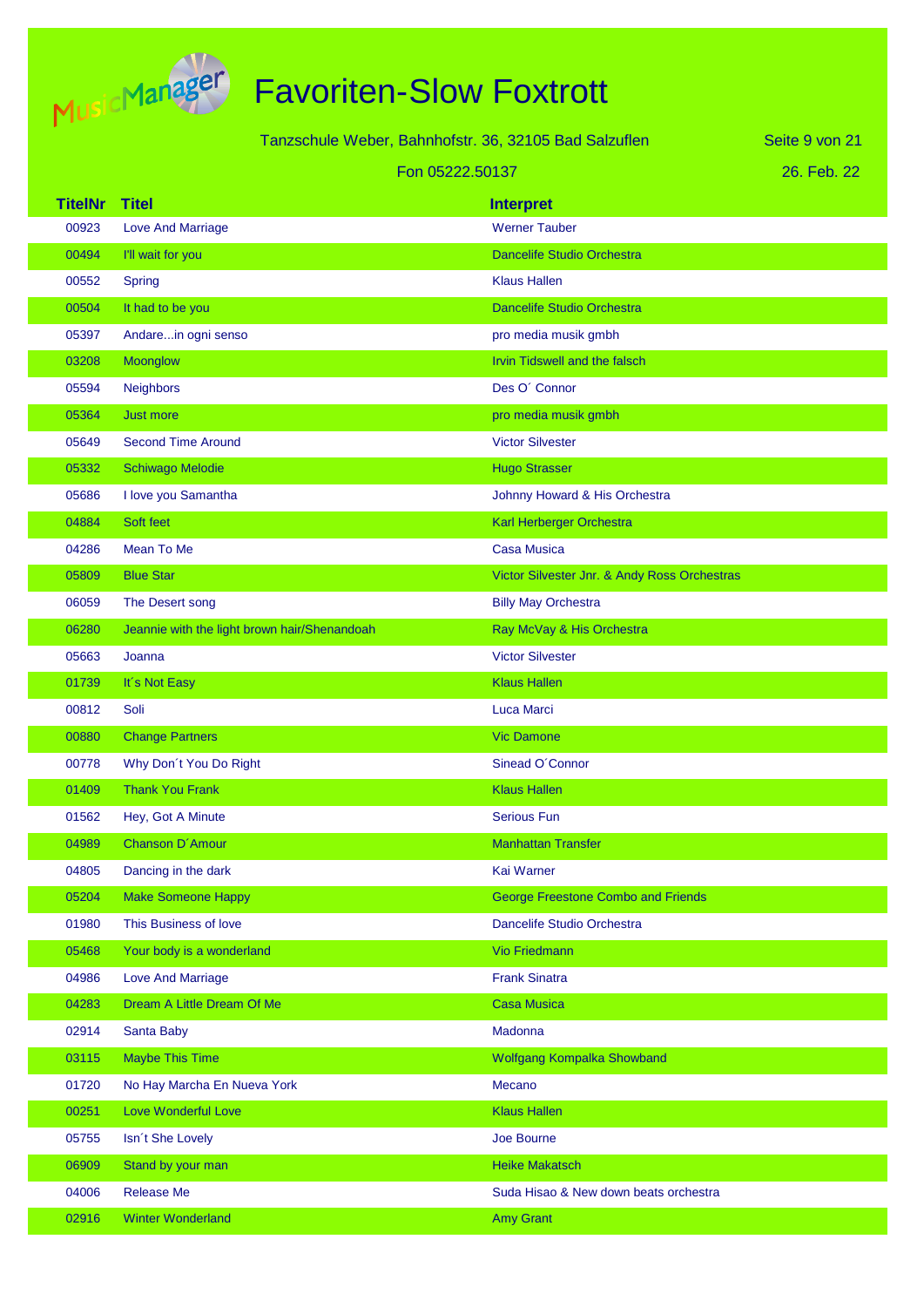# Favoriten-Slow Foxtrott

Tanzschule Weber, Bahnhofstr. 36, 32105 Bad Salzuflen

Fon 05222.50137

26. Feb. 22

| TitelNr | Titel | Interpret |
|---|---|---|
| 00923 | Love And Marriage | Werner Tauber |
| 00494 | I'll wait for you | Dancelife Studio Orchestra |
| 00552 | Spring | Klaus Hallen |
| 00504 | It had to be you | Dancelife Studio Orchestra |
| 05397 | Andare...in ogni senso | pro media musik gmbh |
| 03208 | Moonglow | Irvin Tidswell and the falsch |
| 05594 | Neighbors | Des O´ Connor |
| 05364 | Just more | pro media musik gmbh |
| 05649 | Second Time Around | Victor Silvester |
| 05332 | Schiwago Melodie | Hugo Strasser |
| 05686 | I love you Samantha | Johnny Howard & His Orchestra |
| 04884 | Soft feet | Karl Herberger Orchestra |
| 04286 | Mean To Me | Casa Musica |
| 05809 | Blue Star | Victor Silvester Jnr. & Andy Ross Orchestras |
| 06059 | The Desert song | Billy May Orchestra |
| 06280 | Jeannie with the light brown hair/Shenandoah | Ray McVay & His Orchestra |
| 05663 | Joanna | Victor Silvester |
| 01739 | It´s Not Easy | Klaus Hallen |
| 00812 | Soli | Luca Marci |
| 00880 | Change Partners | Vic Damone |
| 00778 | Why Don´t You Do Right | Sinead O´Connor |
| 01409 | Thank You Frank | Klaus Hallen |
| 01562 | Hey, Got A Minute | Serious Fun |
| 04989 | Chanson D´Amour | Manhattan Transfer |
| 04805 | Dancing in the dark | Kai Warner |
| 05204 | Make Someone Happy | George Freestone Combo and Friends |
| 01980 | This Business of love | Dancelife Studio Orchestra |
| 05468 | Your body is a wonderland | Vio Friedmann |
| 04986 | Love And Marriage | Frank Sinatra |
| 04283 | Dream A Little Dream Of Me | Casa Musica |
| 02914 | Santa Baby | Madonna |
| 03115 | Maybe This Time | Wolfgang Kompalka Showband |
| 01720 | No Hay Marcha En Nueva York | Mecano |
| 00251 | Love Wonderful Love | Klaus Hallen |
| 05755 | Isn´t She Lovely | Joe Bourne |
| 06909 | Stand by your man | Heike Makatsch |
| 04006 | Release Me | Suda Hisao & New down beats orchestra |
| 02916 | Winter Wonderland | Amy Grant |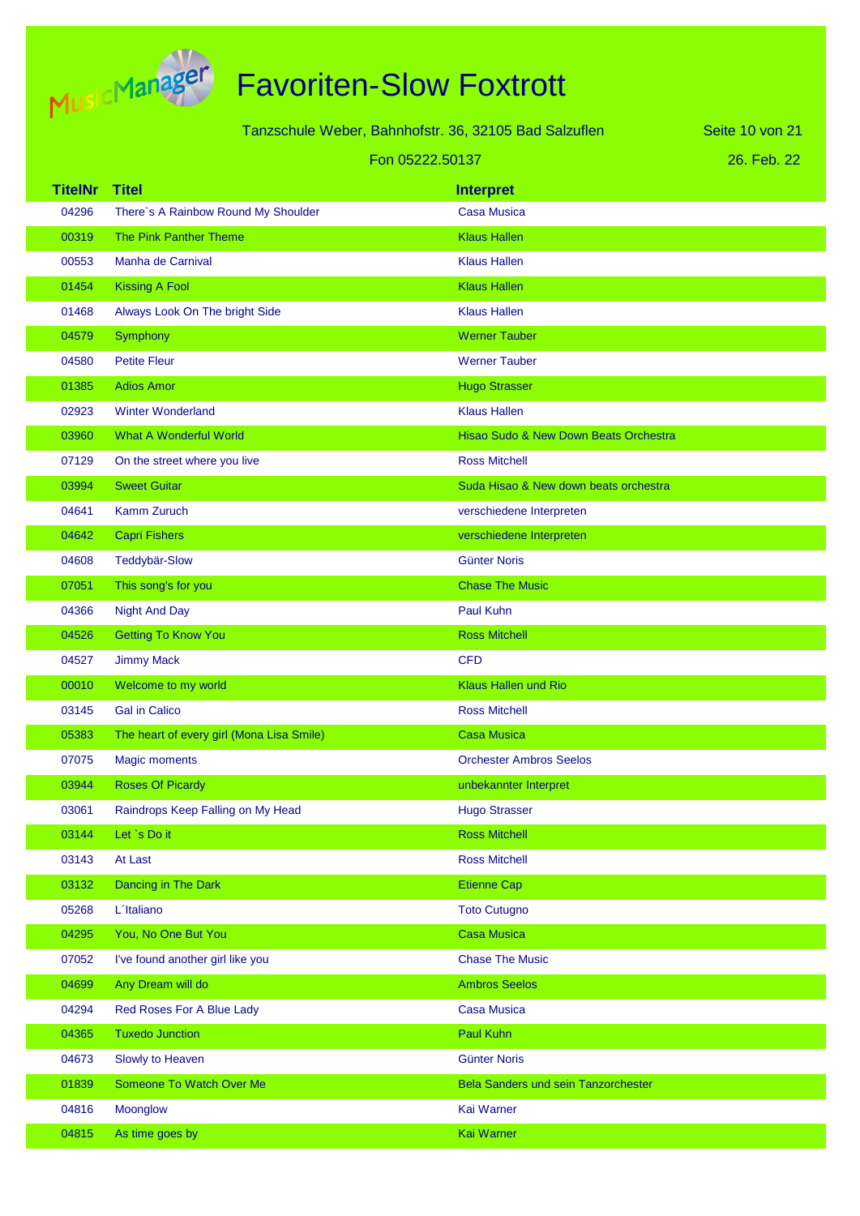# Favoriten-Slow Foxtrott

Tanzschule Weber, Bahnhofstr. 36, 32105 Bad Salzuflen

Fon 05222.50137

26. Feb. 22

| TitelNr | Titel | Interpret |
| --- | --- | --- |
| 04296 | There`s A Rainbow Round My Shoulder | Casa Musica |
| 00319 | The Pink Panther Theme | Klaus Hallen |
| 00553 | Manha de Carnival | Klaus Hallen |
| 01454 | Kissing A Fool | Klaus Hallen |
| 01468 | Always Look On The bright Side | Klaus Hallen |
| 04579 | Symphony | Werner Tauber |
| 04580 | Petite Fleur | Werner Tauber |
| 01385 | Adios Amor | Hugo Strasser |
| 02923 | Winter Wonderland | Klaus Hallen |
| 03960 | What A Wonderful World | Hisao Sudo & New Down Beats Orchestra |
| 07129 | On the street where you live | Ross Mitchell |
| 03994 | Sweet Guitar | Suda Hisao & New down beats orchestra |
| 04641 | Kamm Zuruch | verschiedene Interpreten |
| 04642 | Capri Fishers | verschiedene Interpreten |
| 04608 | Teddybär-Slow | Günter Noris |
| 07051 | This song's for you | Chase The Music |
| 04366 | Night And Day | Paul Kuhn |
| 04526 | Getting To Know You | Ross Mitchell |
| 04527 | Jimmy Mack | CFD |
| 00010 | Welcome to my world | Klaus Hallen und Rio |
| 03145 | Gal in Calico | Ross Mitchell |
| 05383 | The heart of every girl (Mona Lisa Smile) | Casa Musica |
| 07075 | Magic moments | Orchester Ambros Seelos |
| 03944 | Roses Of Picardy | unbekannter Interpret |
| 03061 | Raindrops Keep Falling on My Head | Hugo Strasser |
| 03144 | Let `s Do it | Ross Mitchell |
| 03143 | At Last | Ross Mitchell |
| 03132 | Dancing in The Dark | Etienne Cap |
| 05268 | L´Italiano | Toto Cutugno |
| 04295 | You, No One But You | Casa Musica |
| 07052 | I've found another girl like you | Chase The Music |
| 04699 | Any Dream will do | Ambros Seelos |
| 04294 | Red Roses For A Blue Lady | Casa Musica |
| 04365 | Tuxedo Junction | Paul Kuhn |
| 04673 | Slowly to Heaven | Günter Noris |
| 01839 | Someone To Watch Over Me | Bela Sanders und sein Tanzorchester |
| 04816 | Moonglow | Kai Warner |
| 04815 | As time goes by | Kai Warner |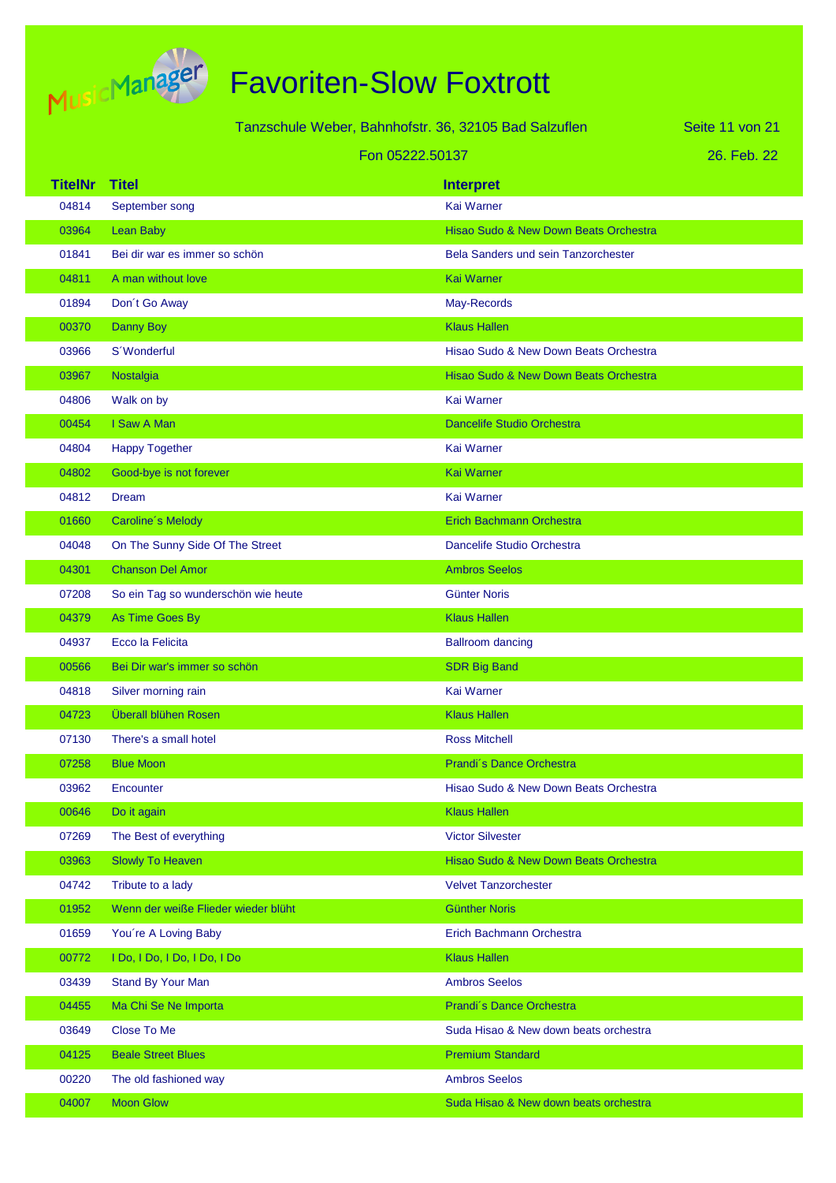# Favoriten-Slow Foxtrott

Tanzschule Weber, Bahnhofstr. 36, 32105 Bad Salzuflen

Fon 05222.50137

26. Feb. 22

| TitelNr | Titel | Interpret |
|---|---|---|
| 04814 | September song | Kai Warner |
| 03964 | Lean Baby | Hisao Sudo & New Down Beats Orchestra |
| 01841 | Bei dir war es immer so schön | Bela Sanders und sein Tanzorchester |
| 04811 | A man without love | Kai Warner |
| 01894 | Don´t Go Away | May-Records |
| 00370 | Danny Boy | Klaus Hallen |
| 03966 | S´Wonderful | Hisao Sudo & New Down Beats Orchestra |
| 03967 | Nostalgia | Hisao Sudo & New Down Beats Orchestra |
| 04806 | Walk on by | Kai Warner |
| 00454 | I Saw A Man | Dancelife Studio Orchestra |
| 04804 | Happy Together | Kai Warner |
| 04802 | Good-bye is not forever | Kai Warner |
| 04812 | Dream | Kai Warner |
| 01660 | Caroline´s Melody | Erich Bachmann Orchestra |
| 04048 | On The Sunny Side Of The Street | Dancelife Studio Orchestra |
| 04301 | Chanson Del Amor | Ambros Seelos |
| 07208 | So ein Tag so wunderschön wie heute | Günter Noris |
| 04379 | As Time Goes By | Klaus Hallen |
| 04937 | Ecco la Felicita | Ballroom dancing |
| 00566 | Bei Dir war's immer so schön | SDR Big Band |
| 04818 | Silver morning rain | Kai Warner |
| 04723 | Überall blühen Rosen | Klaus Hallen |
| 07130 | There's a small hotel | Ross Mitchell |
| 07258 | Blue Moon | Prandi´s Dance Orchestra |
| 03962 | Encounter | Hisao Sudo & New Down Beats Orchestra |
| 00646 | Do it again | Klaus Hallen |
| 07269 | The Best of everything | Victor Silvester |
| 03963 | Slowly To Heaven | Hisao Sudo & New Down Beats Orchestra |
| 04742 | Tribute to a lady | Velvet Tanzorchester |
| 01952 | Wenn der weiße Flieder wieder blüht | Günther Noris |
| 01659 | You´re A Loving Baby | Erich Bachmann Orchestra |
| 00772 | I Do, I Do, I Do, I Do, I Do | Klaus Hallen |
| 03439 | Stand By Your Man | Ambros Seelos |
| 04455 | Ma Chi Se Ne Importa | Prandi´s Dance Orchestra |
| 03649 | Close To Me | Suda Hisao & New down beats orchestra |
| 04125 | Beale Street Blues | Premium Standard |
| 00220 | The old fashioned way | Ambros Seelos |
| 04007 | Moon Glow | Suda Hisao & New down beats orchestra |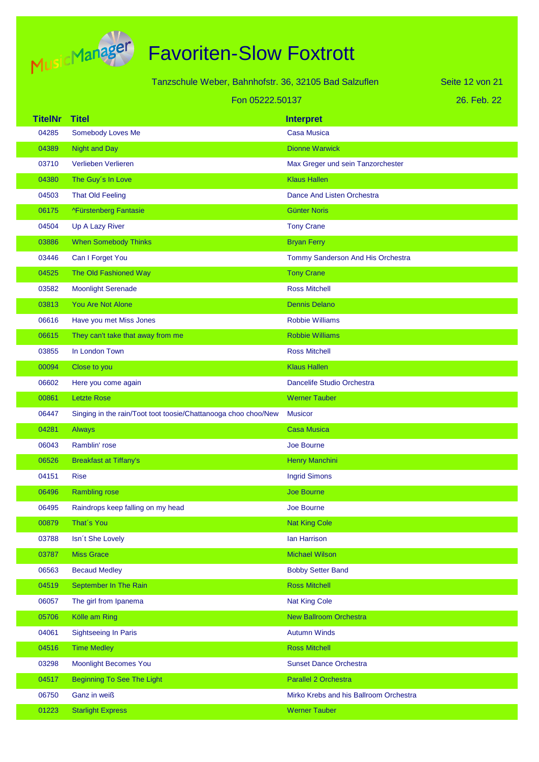# Favoriten-Slow Foxtrott

Tanzschule Weber, Bahnhofstr. 36, 32105 Bad Salzuflen

Fon 05222.50137

26. Feb. 22

| TitelNr | Titel | Interpret |
|---|---|---|
| 04285 | Somebody Loves Me | Casa Musica |
| 04389 | Night and Day | Dionne Warwick |
| 03710 | Verlieben Verlieren | Max Greger und sein Tanzorchester |
| 04380 | The Guy´s In Love | Klaus Hallen |
| 04503 | That Old Feeling | Dance And Listen Orchestra |
| 06175 | ^Fürstenberg Fantasie | Günter Noris |
| 04504 | Up A Lazy River | Tony Crane |
| 03886 | When Somebody Thinks | Bryan Ferry |
| 03446 | Can I Forget You | Tommy Sanderson And His Orchestra |
| 04525 | The Old Fashioned Way | Tony Crane |
| 03582 | Moonlight Serenade | Ross Mitchell |
| 03813 | You Are Not Alone | Dennis Delano |
| 06616 | Have you met Miss Jones | Robbie Williams |
| 06615 | They can't take that away from me | Robbie Williams |
| 03855 | In London Town | Ross Mitchell |
| 00094 | Close to you | Klaus Hallen |
| 06602 | Here you come again | Dancelife Studio Orchestra |
| 00861 | Letzte Rose | Werner Tauber |
| 06447 | Singing in the rain/Toot toot toosie/Chattanooga choo choo/New | Musicor |
| 04281 | Always | Casa Musica |
| 06043 | Ramblin' rose | Joe Bourne |
| 06526 | Breakfast at Tiffany's | Henry Manchini |
| 04151 | Rise | Ingrid Simons |
| 06496 | Rambling rose | Joe Bourne |
| 06495 | Raindrops keep falling on my head | Joe Bourne |
| 00879 | That´s You | Nat King Cole |
| 03788 | Isn´t She Lovely | Ian Harrison |
| 03787 | Miss Grace | Michael Wilson |
| 06563 | Becaud Medley | Bobby Setter Band |
| 04519 | September In The Rain | Ross Mitchell |
| 06057 | The girl from Ipanema | Nat King Cole |
| 05706 | Kölle am Ring | New Ballroom Orchestra |
| 04061 | Sightseeing In Paris | Autumn Winds |
| 04516 | Time Medley | Ross Mitchell |
| 03298 | Moonlight Becomes You | Sunset Dance Orchestra |
| 04517 | Beginning To See The Light | Parallel 2 Orchestra |
| 06750 | Ganz in weiß | Mirko Krebs and his Ballroom Orchestra |
| 01223 | Starlight Express | Werner Tauber |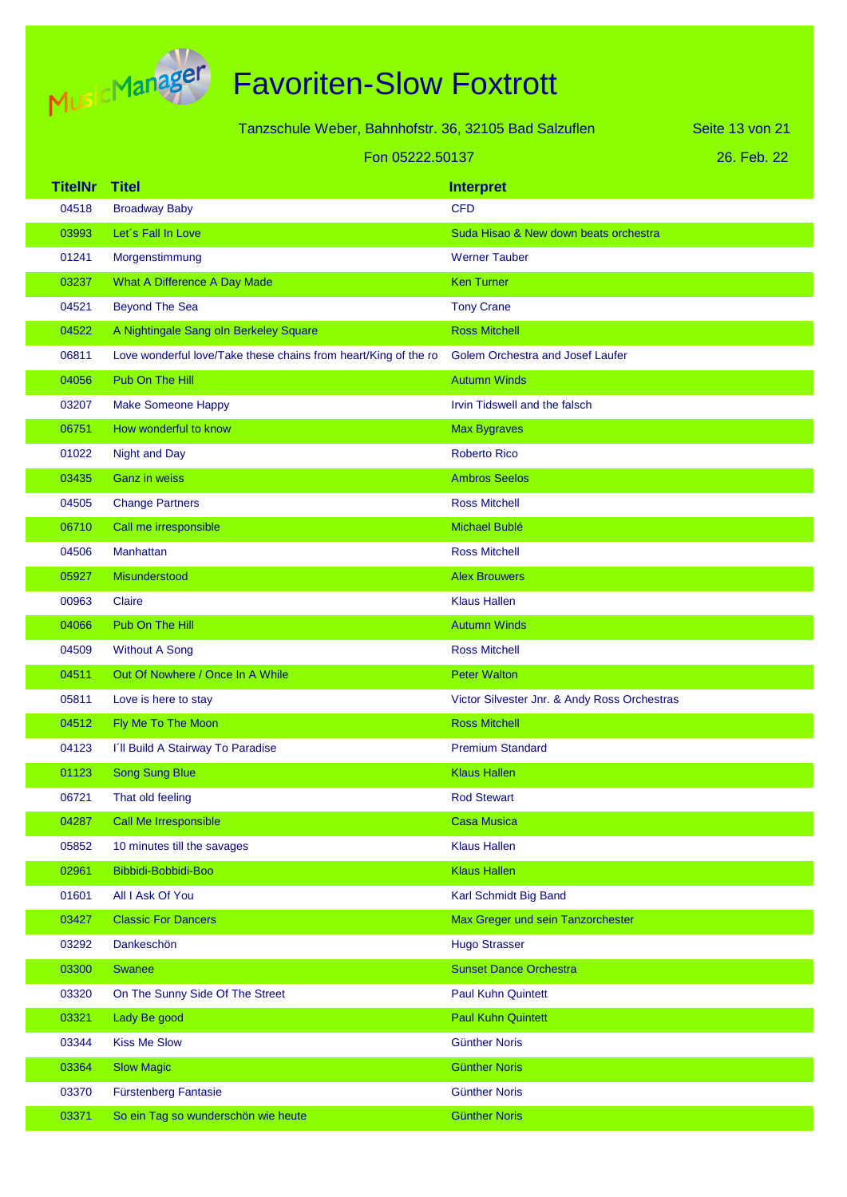# Favoriten-Slow Foxtrott

Tanzschule Weber, Bahnhofstr. 36, 32105 Bad Salzuflen

Fon 05222.50137

26. Feb. 22

| TitelNr | Titel | Interpret |
|---|---|---|
| 04518 | Broadway Baby | CFD |
| 03993 | Let´s Fall In Love | Suda Hisao & New down beats orchestra |
| 01241 | Morgenstimmung | Werner Tauber |
| 03237 | What A Difference A Day Made | Ken Turner |
| 04521 | Beyond The Sea | Tony Crane |
| 04522 | A Nightingale Sang oIn Berkeley Square | Ross Mitchell |
| 06811 | Love wonderful love/Take these chains from heart/King of the ro | Golem Orchestra and Josef Laufer |
| 04056 | Pub On The Hill | Autumn Winds |
| 03207 | Make Someone Happy | Irvin Tidswell and the falsch |
| 06751 | How wonderful to know | Max Bygraves |
| 01022 | Night and Day | Roberto Rico |
| 03435 | Ganz in weiss | Ambros Seelos |
| 04505 | Change Partners | Ross Mitchell |
| 06710 | Call me irresponsible | Michael Bublé |
| 04506 | Manhattan | Ross Mitchell |
| 05927 | Misunderstood | Alex Brouwers |
| 00963 | Claire | Klaus Hallen |
| 04066 | Pub On The Hill | Autumn Winds |
| 04509 | Without A Song | Ross Mitchell |
| 04511 | Out Of Nowhere / Once In A While | Peter Walton |
| 05811 | Love is here to stay | Victor Silvester Jnr. & Andy Ross Orchestras |
| 04512 | Fly Me To The Moon | Ross Mitchell |
| 04123 | I´ll Build A Stairway To Paradise | Premium Standard |
| 01123 | Song Sung Blue | Klaus Hallen |
| 06721 | That old feeling | Rod Stewart |
| 04287 | Call Me Irresponsible | Casa Musica |
| 05852 | 10 minutes till the savages | Klaus Hallen |
| 02961 | Bibbidi-Bobbidi-Boo | Klaus Hallen |
| 01601 | All I Ask Of You | Karl Schmidt Big Band |
| 03427 | Classic For Dancers | Max Greger und sein Tanzorchester |
| 03292 | Dankeschön | Hugo Strasser |
| 03300 | Swanee | Sunset Dance Orchestra |
| 03320 | On The Sunny Side Of The Street | Paul Kuhn Quintett |
| 03321 | Lady Be good | Paul Kuhn Quintett |
| 03344 | Kiss Me Slow | Günther Noris |
| 03364 | Slow Magic | Günther Noris |
| 03370 | Fürstenberg Fantasie | Günther Noris |
| 03371 | So ein Tag so wunderschön wie heute | Günther Noris |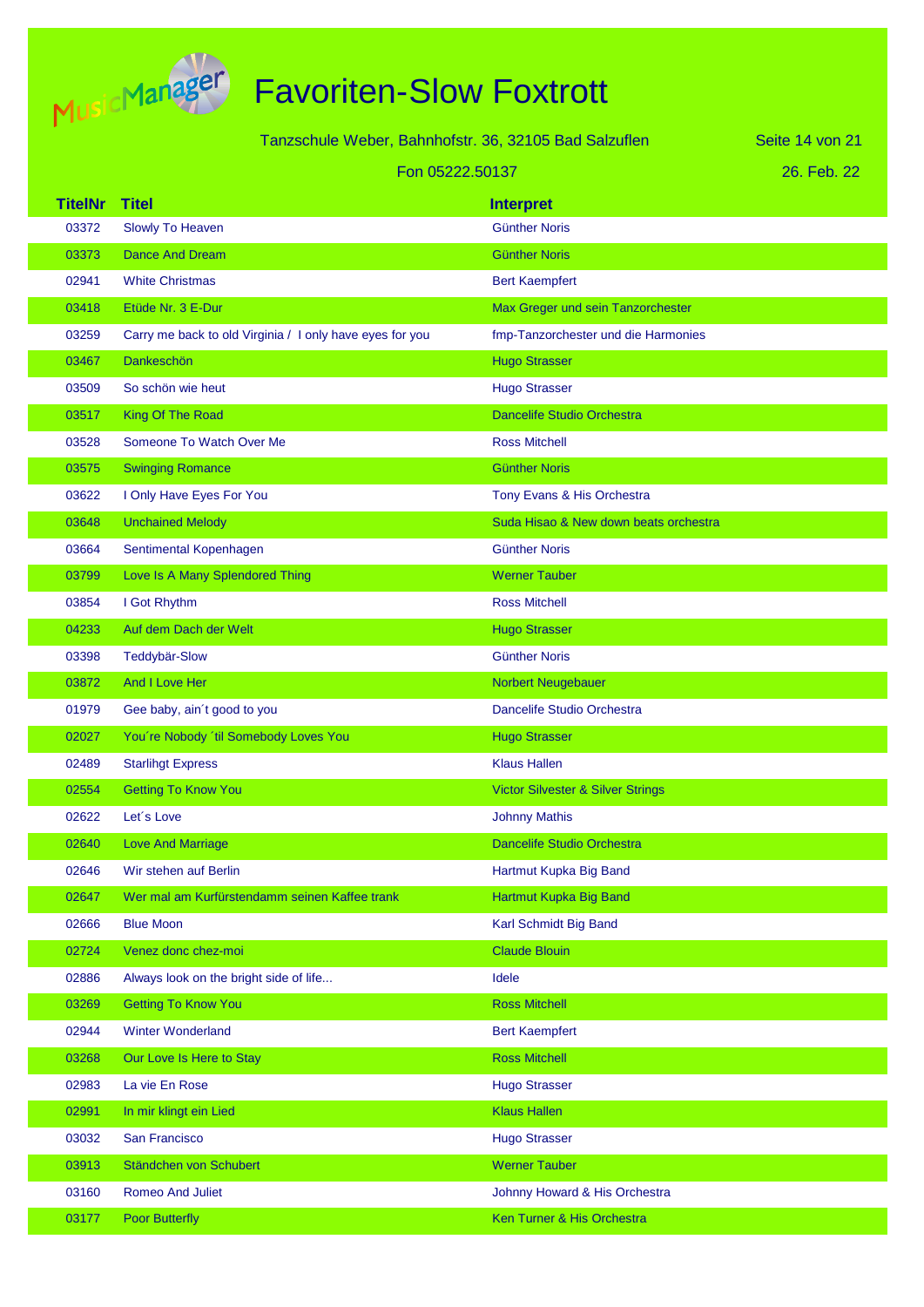# Favoriten-Slow Foxtrott

Tanzschule Weber, Bahnhofstr. 36, 32105 Bad Salzuflen

Fon 05222.50137

26. Feb. 22

| TitelNr | Titel | Interpret |
|---|---|---|
| 03372 | Slowly To Heaven | Günther Noris |
| 03373 | Dance And Dream | Günther Noris |
| 02941 | White Christmas | Bert Kaempfert |
| 03418 | Etüde Nr. 3 E-Dur | Max Greger und sein Tanzorchester |
| 03259 | Carry me back to old Virginia / I only have eyes for you | fmp-Tanzorchester und die Harmonies |
| 03467 | Dankeschön | Hugo Strasser |
| 03509 | So schön wie heut | Hugo Strasser |
| 03517 | King Of The Road | Dancelife Studio Orchestra |
| 03528 | Someone To Watch Over Me | Ross Mitchell |
| 03575 | Swinging Romance | Günther Noris |
| 03622 | I Only Have Eyes For You | Tony Evans & His Orchestra |
| 03648 | Unchained Melody | Suda Hisao & New down beats orchestra |
| 03664 | Sentimental Kopenhagen | Günther Noris |
| 03799 | Love Is A Many Splendored Thing | Werner Tauber |
| 03854 | I Got Rhythm | Ross Mitchell |
| 04233 | Auf dem Dach der Welt | Hugo Strasser |
| 03398 | Teddybär-Slow | Günther Noris |
| 03872 | And I Love Her | Norbert Neugebauer |
| 01979 | Gee baby, ain´t good to you | Dancelife Studio Orchestra |
| 02027 | You´re Nobody ´til Somebody Loves You | Hugo Strasser |
| 02489 | Starlihgt Express | Klaus Hallen |
| 02554 | Getting To Know You | Victor Silvester & Silver Strings |
| 02622 | Let´s Love | Johnny Mathis |
| 02640 | Love And Marriage | Dancelife Studio Orchestra |
| 02646 | Wir stehen auf Berlin | Hartmut Kupka Big Band |
| 02647 | Wer mal am Kurfürstendamm seinen Kaffee trank | Hartmut Kupka Big Band |
| 02666 | Blue Moon | Karl Schmidt Big Band |
| 02724 | Venez donc chez-moi | Claude Blouin |
| 02886 | Always look on the bright side of life... | Idele |
| 03269 | Getting To Know You | Ross Mitchell |
| 02944 | Winter Wonderland | Bert Kaempfert |
| 03268 | Our Love Is Here to Stay | Ross Mitchell |
| 02983 | La vie En Rose | Hugo Strasser |
| 02991 | In mir klingt ein Lied | Klaus Hallen |
| 03032 | San Francisco | Hugo Strasser |
| 03913 | Ständchen von Schubert | Werner Tauber |
| 03160 | Romeo And Juliet | Johnny Howard & His Orchestra |
| 03177 | Poor Butterfly | Ken Turner & His Orchestra |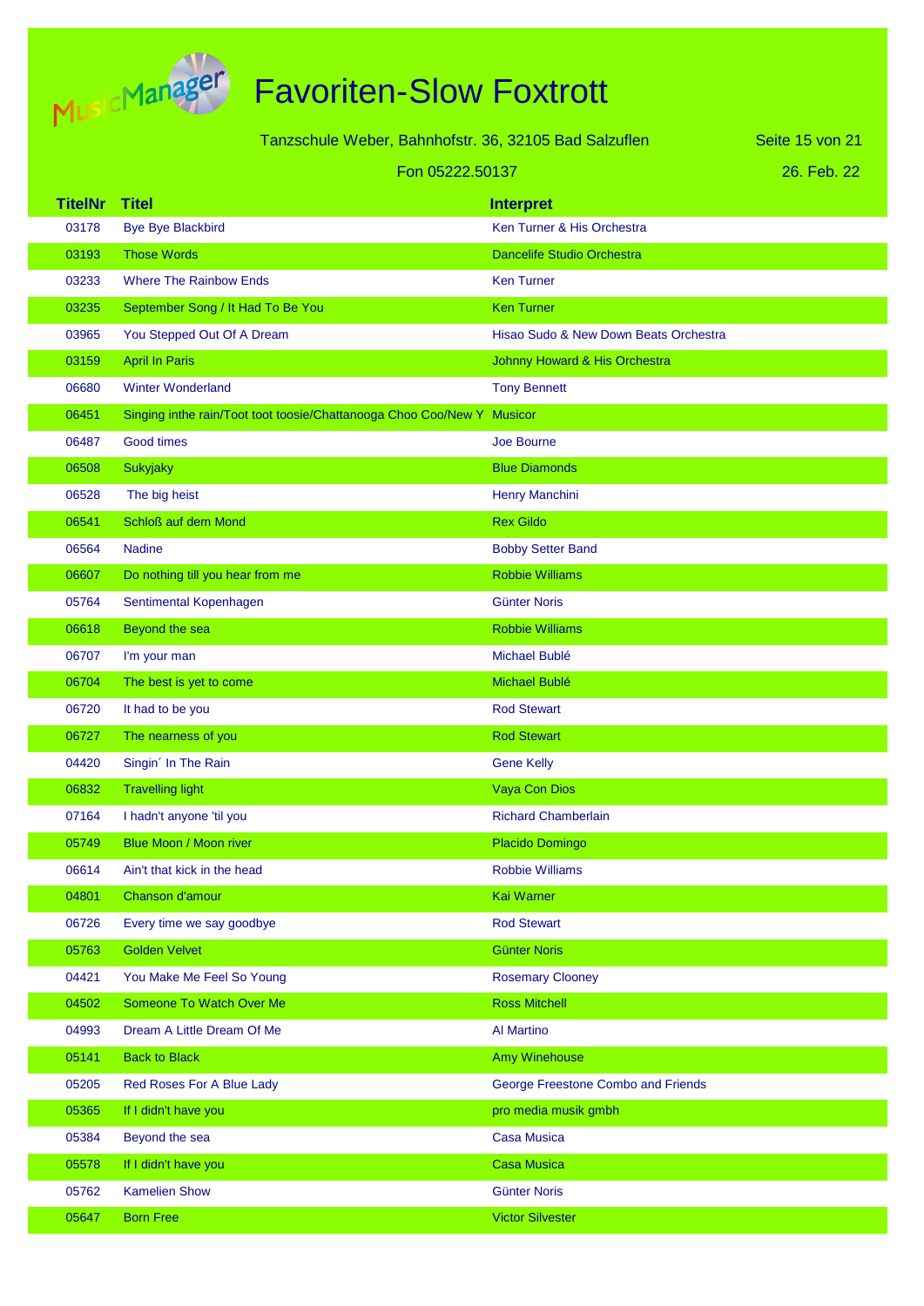# Favoriten-Slow Foxtrott

Tanzschule Weber, Bahnhofstr. 36, 32105 Bad Salzuflen

Fon 05222.50137

26. Feb. 22

| TitelNr | Titel | Interpret |
|---|---|---|
| 03178 | Bye Bye Blackbird | Ken Turner & His Orchestra |
| 03193 | Those Words | Dancelife Studio Orchestra |
| 03233 | Where The Rainbow Ends | Ken Turner |
| 03235 | September Song / It Had To Be You | Ken Turner |
| 03965 | You Stepped Out Of A Dream | Hisao Sudo & New Down Beats Orchestra |
| 03159 | April In Paris | Johnny Howard & His Orchestra |
| 06680 | Winter Wonderland | Tony Bennett |
| 06451 | Singing inthe rain/Toot toot toosie/Chattanooga Choo Coo/New Y | Musicor |
| 06487 | Good times | Joe Bourne |
| 06508 | Sukyjaky | Blue Diamonds |
| 06528 | The big heist | Henry Manchini |
| 06541 | Schloß auf dem Mond | Rex Gildo |
| 06564 | Nadine | Bobby Setter Band |
| 06607 | Do nothing till you hear from me | Robbie Williams |
| 05764 | Sentimental Kopenhagen | Günter Noris |
| 06618 | Beyond the sea | Robbie Williams |
| 06707 | I'm your man | Michael Bublé |
| 06704 | The best is yet to come | Michael Bublé |
| 06720 | It had to be you | Rod Stewart |
| 06727 | The nearness of you | Rod Stewart |
| 04420 | Singin´ In The Rain | Gene Kelly |
| 06832 | Travelling light | Vaya Con Dios |
| 07164 | I hadn't anyone 'til you | Richard Chamberlain |
| 05749 | Blue Moon / Moon river | Placido Domingo |
| 06614 | Ain't that kick in the head | Robbie Williams |
| 04801 | Chanson d'amour | Kai Warner |
| 06726 | Every time we say goodbye | Rod Stewart |
| 05763 | Golden Velvet | Günter Noris |
| 04421 | You Make Me Feel So Young | Rosemary Clooney |
| 04502 | Someone To Watch Over Me | Ross Mitchell |
| 04993 | Dream A Little Dream Of Me | Al Martino |
| 05141 | Back to Black | Amy Winehouse |
| 05205 | Red Roses For A Blue Lady | George Freestone Combo and Friends |
| 05365 | If I didn't have you | pro media musik gmbh |
| 05384 | Beyond the sea | Casa Musica |
| 05578 | If I didn't have you | Casa Musica |
| 05762 | Kamelien Show | Günter Noris |
| 05647 | Born Free | Victor Silvester |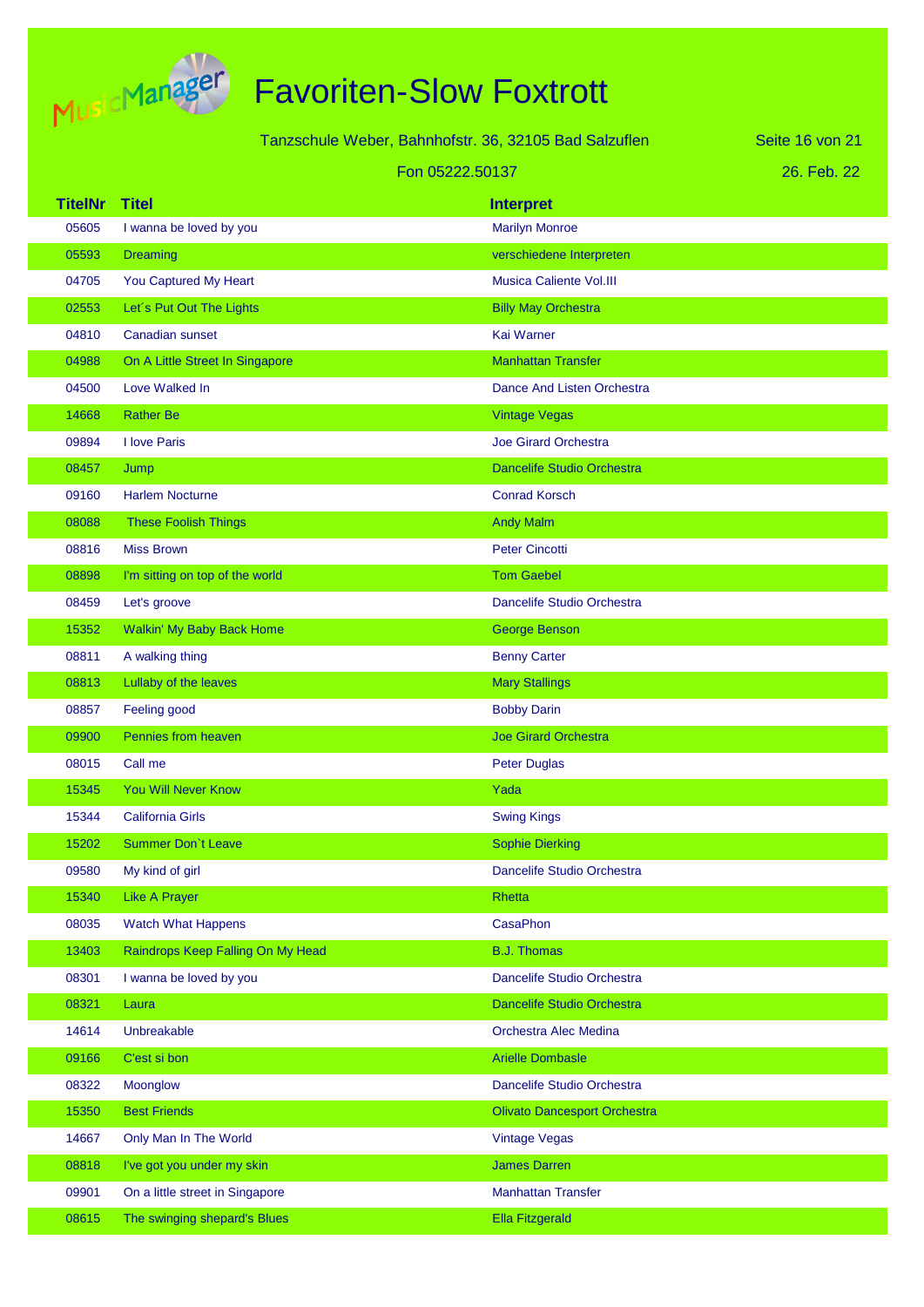# Favoriten-Slow Foxtrott

Tanzschule Weber, Bahnhofstr. 36, 32105 Bad Salzuflen

Fon 05222.50137

26. Feb. 22

| TitelNr | Titel | Interpret |
|---|---|---|
| 05605 | I wanna be loved by you | Marilyn Monroe |
| 05593 | Dreaming | verschiedene Interpreten |
| 04705 | You Captured My Heart | Musica Caliente Vol.III |
| 02553 | Let´s Put Out The Lights | Billy May Orchestra |
| 04810 | Canadian sunset | Kai Warner |
| 04988 | On A Little Street In Singapore | Manhattan Transfer |
| 04500 | Love Walked In | Dance And Listen Orchestra |
| 14668 | Rather Be | Vintage Vegas |
| 09894 | I love Paris | Joe Girard Orchestra |
| 08457 | Jump | Dancelife Studio Orchestra |
| 09160 | Harlem Nocturne | Conrad Korsch |
| 08088 | These Foolish Things | Andy Malm |
| 08816 | Miss Brown | Peter Cincotti |
| 08898 | I'm sitting on top of the world | Tom Gaebel |
| 08459 | Let's groove | Dancelife Studio Orchestra |
| 15352 | Walkin' My Baby Back Home | George Benson |
| 08811 | A walking thing | Benny Carter |
| 08813 | Lullaby of the leaves | Mary Stallings |
| 08857 | Feeling good | Bobby Darin |
| 09900 | Pennies from heaven | Joe Girard Orchestra |
| 08015 | Call me | Peter Duglas |
| 15345 | You Will Never Know | Yada |
| 15344 | California Girls | Swing Kings |
| 15202 | Summer Don`t Leave | Sophie Dierking |
| 09580 | My kind of girl | Dancelife Studio Orchestra |
| 15340 | Like A Prayer | Rhetta |
| 08035 | Watch What Happens | CasaPhon |
| 13403 | Raindrops Keep Falling On My Head | B.J. Thomas |
| 08301 | I wanna be loved by you | Dancelife Studio Orchestra |
| 08321 | Laura | Dancelife Studio Orchestra |
| 14614 | Unbreakable | Orchestra Alec Medina |
| 09166 | C'est si bon | Arielle Dombasle |
| 08322 | Moonglow | Dancelife Studio Orchestra |
| 15350 | Best Friends | Olivato Dancesport Orchestra |
| 14667 | Only Man In The World | Vintage Vegas |
| 08818 | I've got you under my skin | James Darren |
| 09901 | On a little street in Singapore | Manhattan Transfer |
| 08615 | The swinging shepard's Blues | Ella Fitzgerald |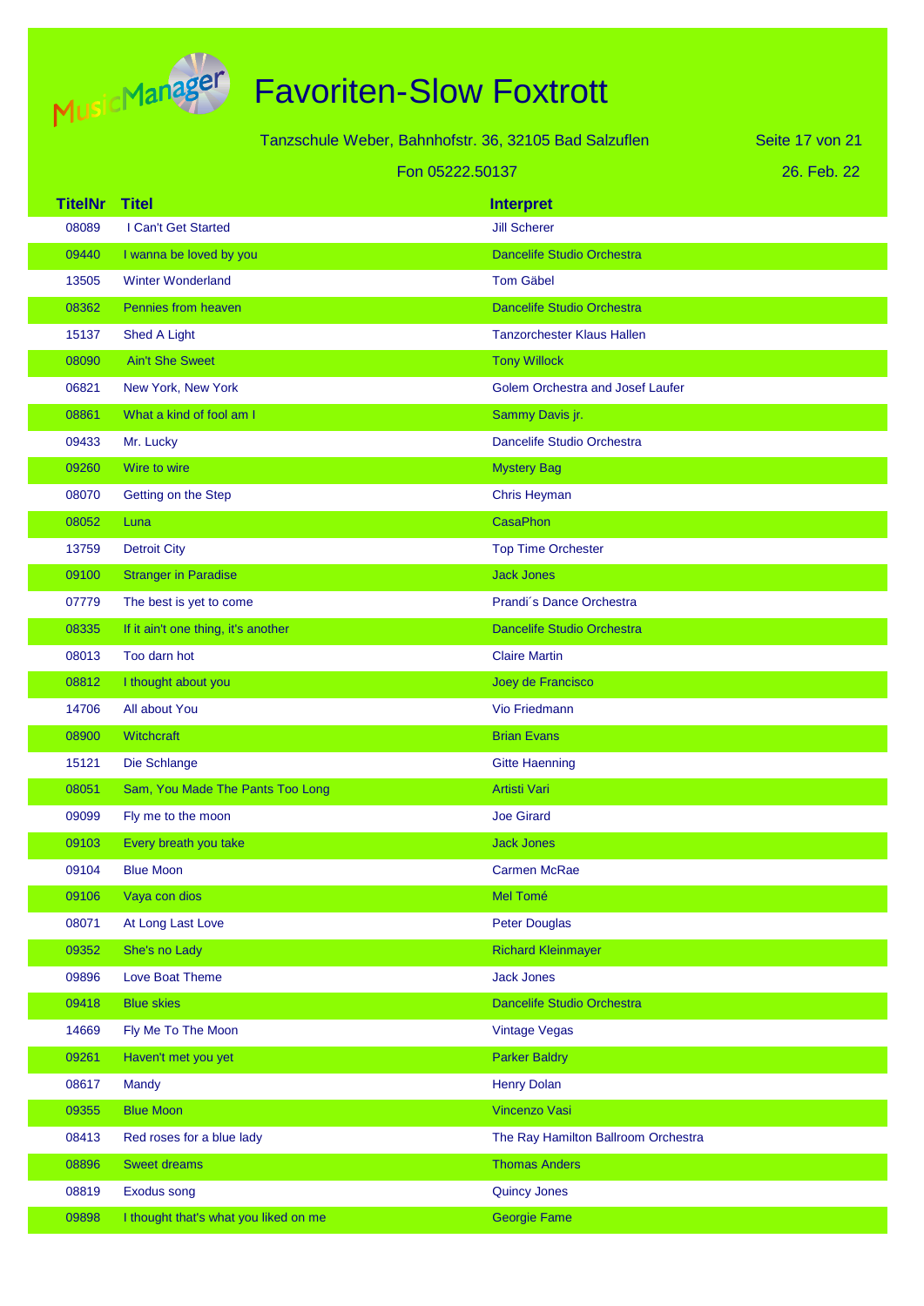# Favoriten-Slow Foxtrott

Tanzschule Weber, Bahnhofstr. 36, 32105 Bad Salzuflen

Fon 05222.50137

26. Feb. 22

| TitelNr | Titel | Interpret |
|---|---|---|
| 08089 | I Can't Get Started | Jill Scherer |
| 09440 | I wanna be loved by you | Dancelife Studio Orchestra |
| 13505 | Winter Wonderland | Tom Gäbel |
| 08362 | Pennies from heaven | Dancelife Studio Orchestra |
| 15137 | Shed A Light | Tanzorchester Klaus Hallen |
| 08090 | Ain't She Sweet | Tony Willock |
| 06821 | New York, New York | Golem Orchestra and Josef Laufer |
| 08861 | What a kind of fool am I | Sammy Davis jr. |
| 09433 | Mr. Lucky | Dancelife Studio Orchestra |
| 09260 | Wire to wire | Mystery Bag |
| 08070 | Getting on the Step | Chris Heyman |
| 08052 | Luna | CasaPhon |
| 13759 | Detroit City | Top Time Orchester |
| 09100 | Stranger in Paradise | Jack Jones |
| 07779 | The best is yet to come | Prandi´s Dance Orchestra |
| 08335 | If it ain't one thing, it's another | Dancelife Studio Orchestra |
| 08013 | Too darn hot | Claire Martin |
| 08812 | I thought about you | Joey de Francisco |
| 14706 | All about You | Vio Friedmann |
| 08900 | Witchcraft | Brian Evans |
| 15121 | Die Schlange | Gitte Haenning |
| 08051 | Sam, You Made The Pants Too Long | Artisti Vari |
| 09099 | Fly me to the moon | Joe Girard |
| 09103 | Every breath you take | Jack Jones |
| 09104 | Blue Moon | Carmen McRae |
| 09106 | Vaya con dios | Mel Tomé |
| 08071 | At Long Last Love | Peter Douglas |
| 09352 | She's no Lady | Richard Kleinmayer |
| 09896 | Love Boat Theme | Jack Jones |
| 09418 | Blue skies | Dancelife Studio Orchestra |
| 14669 | Fly Me To The Moon | Vintage Vegas |
| 09261 | Haven't met you yet | Parker Baldry |
| 08617 | Mandy | Henry Dolan |
| 09355 | Blue Moon | Vincenzo Vasi |
| 08413 | Red roses for a blue lady | The Ray Hamilton Ballroom Orchestra |
| 08896 | Sweet dreams | Thomas Anders |
| 08819 | Exodus song | Quincy Jones |
| 09898 | I thought that's what you liked on me | Georgie Fame |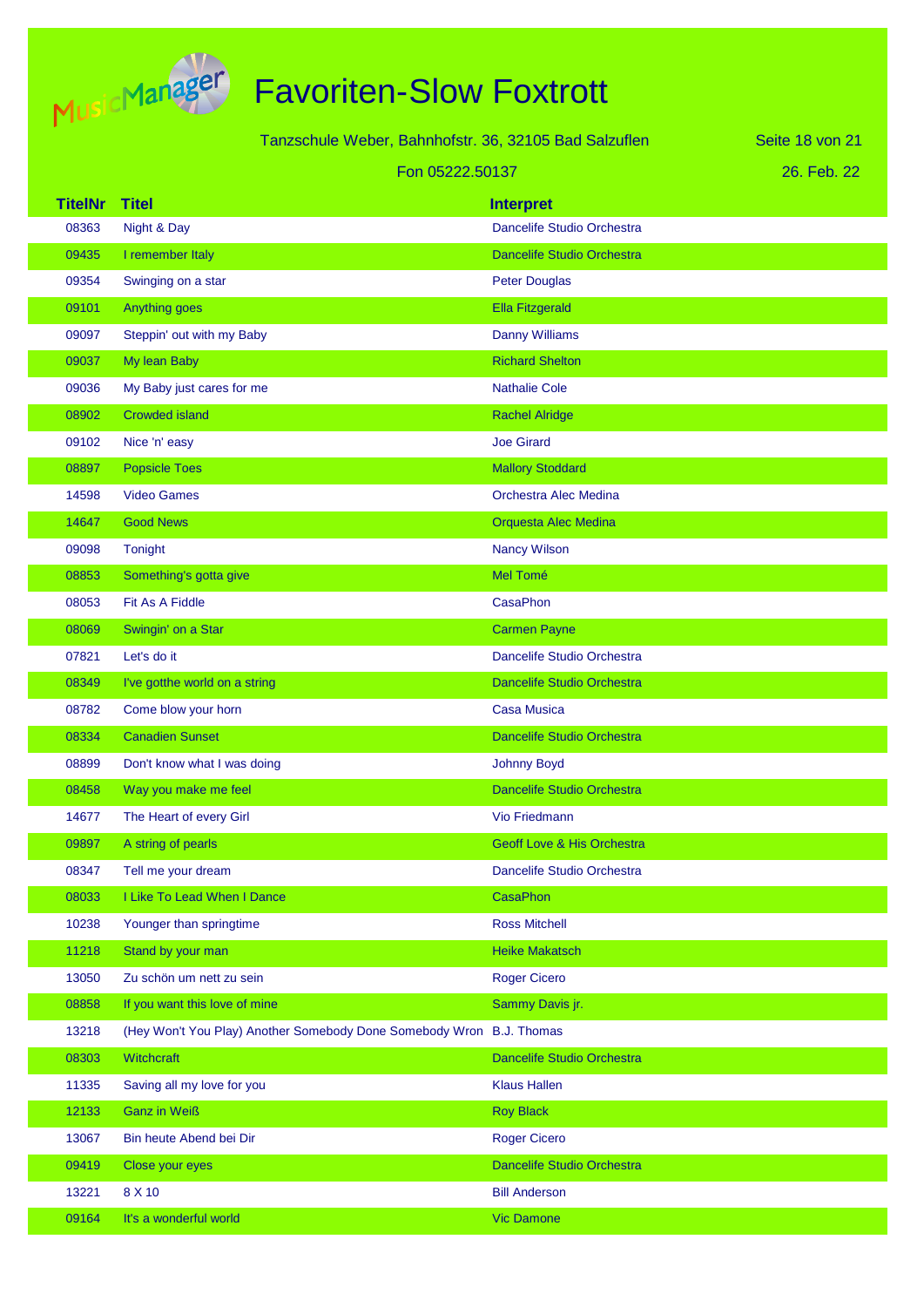# Favoriten-Slow Foxtrott

Tanzschule Weber, Bahnhofstr. 36, 32105 Bad Salzuflen

Fon 05222.50137

26. Feb. 22

| TitelNr | Titel | Interpret |
|---|---|---|
| 08363 | Night & Day | Dancelife Studio Orchestra |
| 09435 | I remember Italy | Dancelife Studio Orchestra |
| 09354 | Swinging on a star | Peter Douglas |
| 09101 | Anything goes | Ella Fitzgerald |
| 09097 | Steppin' out with my Baby | Danny Williams |
| 09037 | My lean Baby | Richard Shelton |
| 09036 | My Baby just cares for me | Nathalie Cole |
| 08902 | Crowded island | Rachel Alridge |
| 09102 | Nice 'n' easy | Joe Girard |
| 08897 | Popsicle Toes | Mallory Stoddard |
| 14598 | Video Games | Orchestra Alec Medina |
| 14647 | Good News | Orquesta Alec Medina |
| 09098 | Tonight | Nancy Wilson |
| 08853 | Something's gotta give | Mel Tomé |
| 08053 | Fit As A Fiddle | CasaPhon |
| 08069 | Swingin' on a Star | Carmen Payne |
| 07821 | Let's do it | Dancelife Studio Orchestra |
| 08349 | I've gotthe world on a string | Dancelife Studio Orchestra |
| 08782 | Come blow your horn | Casa Musica |
| 08334 | Canadien Sunset | Dancelife Studio Orchestra |
| 08899 | Don't know what I was doing | Johnny Boyd |
| 08458 | Way you make me feel | Dancelife Studio Orchestra |
| 14677 | The Heart of every Girl | Vio Friedmann |
| 09897 | A string of pearls | Geoff Love & His Orchestra |
| 08347 | Tell me your dream | Dancelife Studio Orchestra |
| 08033 | I Like To Lead When I Dance | CasaPhon |
| 10238 | Younger than springtime | Ross Mitchell |
| 11218 | Stand by your man | Heike Makatsch |
| 13050 | Zu schön um nett zu sein | Roger Cicero |
| 08858 | If you want this love of mine | Sammy Davis jr. |
| 13218 | (Hey Won't You Play) Another Somebody Done Somebody Wron | B.J. Thomas |
| 08303 | Witchcraft | Dancelife Studio Orchestra |
| 11335 | Saving all my love for you | Klaus Hallen |
| 12133 | Ganz in Weiß | Roy Black |
| 13067 | Bin heute Abend bei Dir | Roger Cicero |
| 09419 | Close your eyes | Dancelife Studio Orchestra |
| 13221 | 8 X 10 | Bill Anderson |
| 09164 | It's a wonderful world | Vic Damone |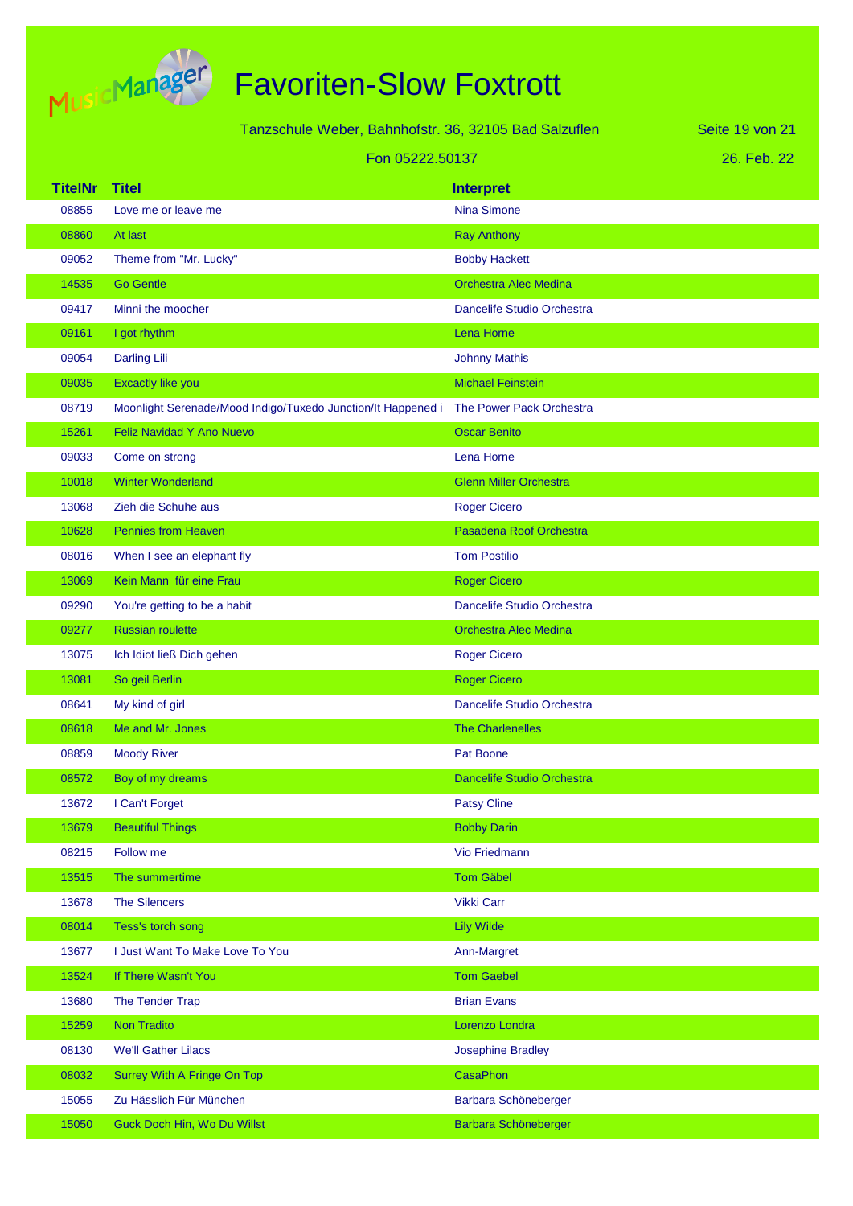# Favoriten-Slow Foxtrott

Tanzschule Weber, Bahnhofstr. 36, 32105 Bad Salzuflen

Fon 05222.50137

26. Feb. 22

| TitelNr | Titel | Interpret |
|---|---|---|
| 08855 | Love me or leave me | Nina Simone |
| 08860 | At last | Ray Anthony |
| 09052 | Theme from "Mr. Lucky" | Bobby Hackett |
| 14535 | Go Gentle | Orchestra Alec Medina |
| 09417 | Minni the moocher | Dancelife Studio Orchestra |
| 09161 | I got rhythm | Lena Horne |
| 09054 | Darling Lili | Johnny Mathis |
| 09035 | Excactly like you | Michael Feinstein |
| 08719 | Moonlight Serenade/Mood Indigo/Tuxedo Junction/It Happened i | The Power Pack Orchestra |
| 15261 | Feliz Navidad Y Ano Nuevo | Oscar Benito |
| 09033 | Come on strong | Lena Horne |
| 10018 | Winter Wonderland | Glenn Miller Orchestra |
| 13068 | Zieh die Schuhe aus | Roger Cicero |
| 10628 | Pennies from Heaven | Pasadena Roof Orchestra |
| 08016 | When I see an elephant fly | Tom Postilio |
| 13069 | Kein Mann für eine Frau | Roger Cicero |
| 09290 | You're getting to be a habit | Dancelife Studio Orchestra |
| 09277 | Russian roulette | Orchestra Alec Medina |
| 13075 | Ich Idiot ließ Dich gehen | Roger Cicero |
| 13081 | So geil Berlin | Roger Cicero |
| 08641 | My kind of girl | Dancelife Studio Orchestra |
| 08618 | Me and Mr. Jones | The Charlenelles |
| 08859 | Moody River | Pat Boone |
| 08572 | Boy of my dreams | Dancelife Studio Orchestra |
| 13672 | I Can't Forget | Patsy Cline |
| 13679 | Beautiful Things | Bobby Darin |
| 08215 | Follow me | Vio Friedmann |
| 13515 | The summertime | Tom Gäbel |
| 13678 | The Silencers | Vikki Carr |
| 08014 | Tess's torch song | Lily Wilde |
| 13677 | I Just Want To Make Love To You | Ann-Margret |
| 13524 | If There Wasn't You | Tom Gaebel |
| 13680 | The Tender Trap | Brian Evans |
| 15259 | Non Tradito | Lorenzo Londra |
| 08130 | We'll Gather Lilacs | Josephine Bradley |
| 08032 | Surrey With A Fringe On Top | CasaPhon |
| 15055 | Zu Hässlich Für München | Barbara Schöneberger |
| 15050 | Guck Doch Hin, Wo Du Willst | Barbara Schöneberger |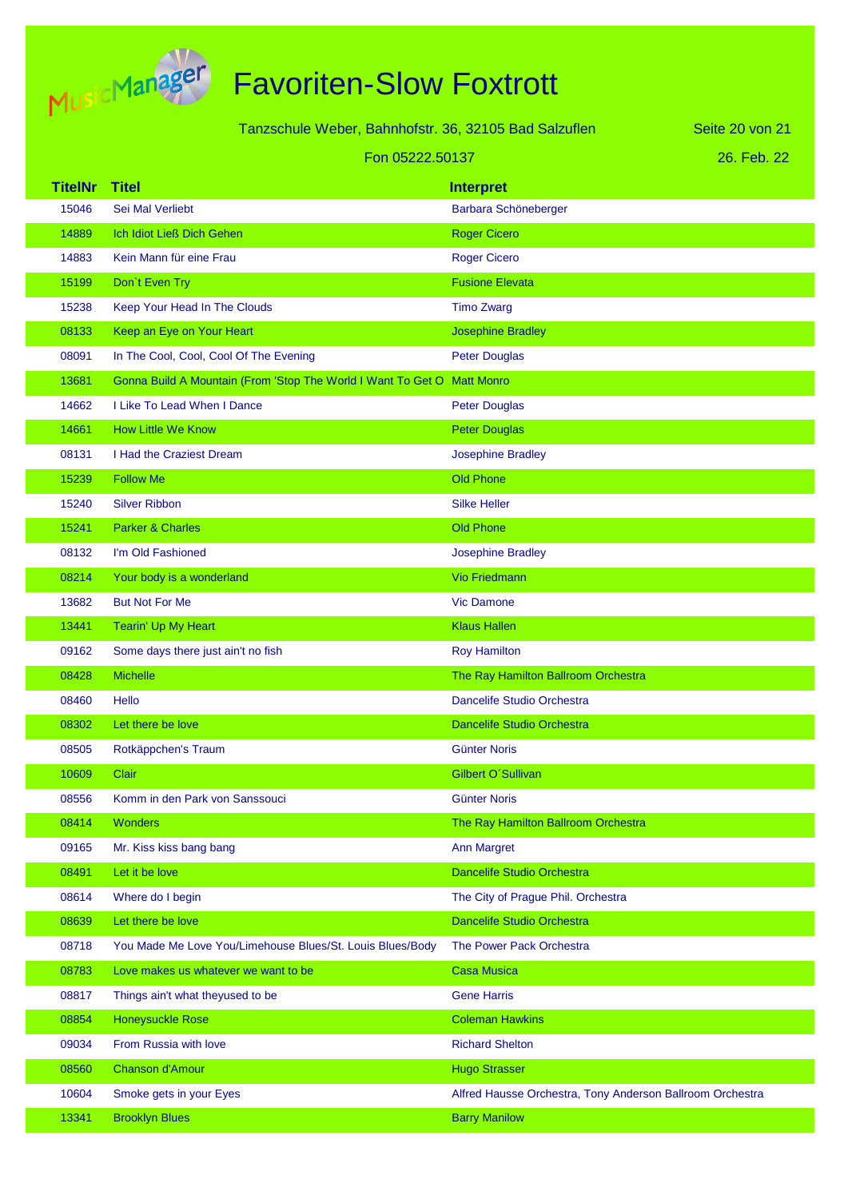# Favoriten-Slow Foxtrott

Tanzschule Weber, Bahnhofstr. 36, 32105 Bad Salzuflen

Fon 05222.50137

26. Feb. 22

| TitelNr | Titel | Interpret |
|---|---|---|
| 15046 | Sei Mal Verliebt | Barbara Schöneberger |
| 14889 | Ich Idiot Ließ Dich Gehen | Roger Cicero |
| 14883 | Kein Mann für eine Frau | Roger Cicero |
| 15199 | Don`t Even Try | Fusione Elevata |
| 15238 | Keep Your Head In The Clouds | Timo Zwarg |
| 08133 | Keep an Eye on Your Heart | Josephine Bradley |
| 08091 | In The Cool, Cool, Cool Of The Evening | Peter Douglas |
| 13681 | Gonna Build A Mountain (From 'Stop The World I Want To Get O | Matt Monro |
| 14662 | I Like To Lead When I Dance | Peter Douglas |
| 14661 | How Little We Know | Peter Douglas |
| 08131 | I Had the Craziest Dream | Josephine Bradley |
| 15239 | Follow Me | Old Phone |
| 15240 | Silver Ribbon | Silke Heller |
| 15241 | Parker & Charles | Old Phone |
| 08132 | I'm Old Fashioned | Josephine Bradley |
| 08214 | Your body is a wonderland | Vio Friedmann |
| 13682 | But Not For Me | Vic Damone |
| 13441 | Tearin' Up My Heart | Klaus Hallen |
| 09162 | Some days there just ain't no fish | Roy Hamilton |
| 08428 | Michelle | The Ray Hamilton Ballroom Orchestra |
| 08460 | Hello | Dancelife Studio Orchestra |
| 08302 | Let there be love | Dancelife Studio Orchestra |
| 08505 | Rotkäppchen's Traum | Günter Noris |
| 10609 | Clair | Gilbert O´Sullivan |
| 08556 | Komm in den Park von Sanssouci | Günter Noris |
| 08414 | Wonders | The Ray Hamilton Ballroom Orchestra |
| 09165 | Mr. Kiss kiss bang bang | Ann Margret |
| 08491 | Let it be love | Dancelife Studio Orchestra |
| 08614 | Where do I begin | The City of Prague Phil. Orchestra |
| 08639 | Let there be love | Dancelife Studio Orchestra |
| 08718 | You Made Me Love You/Limehouse Blues/St. Louis Blues/Body | The Power Pack Orchestra |
| 08783 | Love makes us whatever we want to be | Casa Musica |
| 08817 | Things ain't what theyused to be | Gene Harris |
| 08854 | Honeysuckle Rose | Coleman Hawkins |
| 09034 | From Russia with love | Richard Shelton |
| 08560 | Chanson d'Amour | Hugo Strasser |
| 10604 | Smoke gets in your Eyes | Alfred Hausse Orchestra, Tony Anderson Ballroom Orchestra |
| 13341 | Brooklyn Blues | Barry Manilow |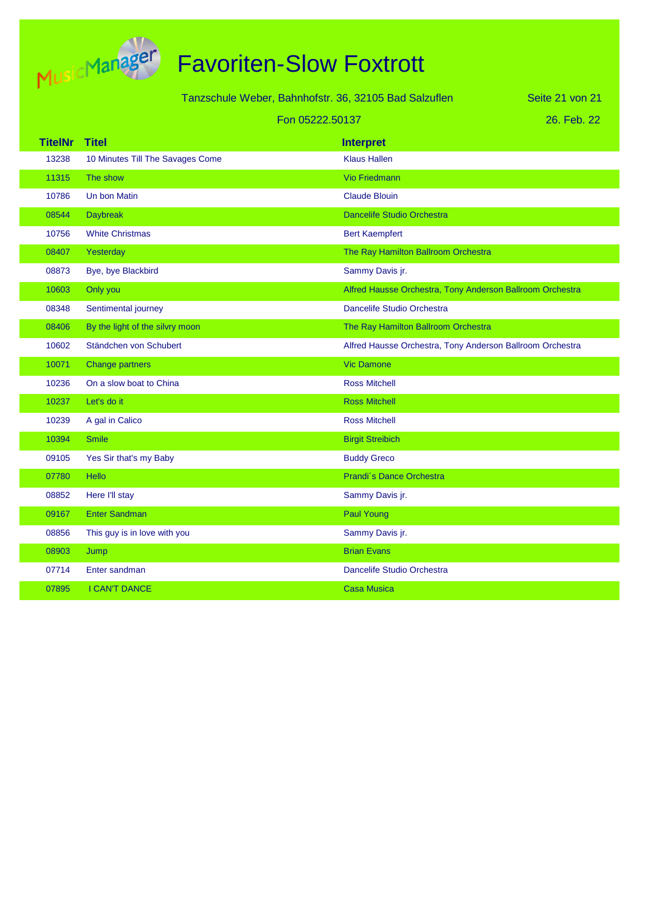# Favoriten-Slow Foxtrott

Tanzschule Weber, Bahnhofstr. 36, 32105 Bad Salzuflen

Fon 05222.50137

26. Feb. 22

| TitelNr | Titel | Interpret |
|---|---|---|
| 13238 | 10 Minutes Till The Savages Come | Klaus Hallen |
| 11315 | The show | Vio Friedmann |
| 10786 | Un bon Matin | Claude Blouin |
| 08544 | Daybreak | Dancelife Studio Orchestra |
| 10756 | White Christmas | Bert Kaempfert |
| 08407 | Yesterday | The Ray Hamilton Ballroom Orchestra |
| 08873 | Bye, bye Blackbird | Sammy Davis jr. |
| 10603 | Only you | Alfred Hausse Orchestra, Tony Anderson Ballroom Orchestra |
| 08348 | Sentimental journey | Dancelife Studio Orchestra |
| 08406 | By the light of the silvry moon | The Ray Hamilton Ballroom Orchestra |
| 10602 | Ständchen von Schubert | Alfred Hausse Orchestra, Tony Anderson Ballroom Orchestra |
| 10071 | Change partners | Vic Damone |
| 10236 | On a slow boat to China | Ross Mitchell |
| 10237 | Let's do it | Ross Mitchell |
| 10239 | A gal in Calico | Ross Mitchell |
| 10394 | Smile | Birgit Streibich |
| 09105 | Yes Sir that's my Baby | Buddy Greco |
| 07780 | Hello | Prandi´s Dance Orchestra |
| 08852 | Here I'll stay | Sammy Davis jr. |
| 09167 | Enter Sandman | Paul Young |
| 08856 | This guy is in love with you | Sammy Davis jr. |
| 08903 | Jump | Brian Evans |
| 07714 | Enter sandman | Dancelife Studio Orchestra |
| 07895 | I CAN'T DANCE | Casa Musica |